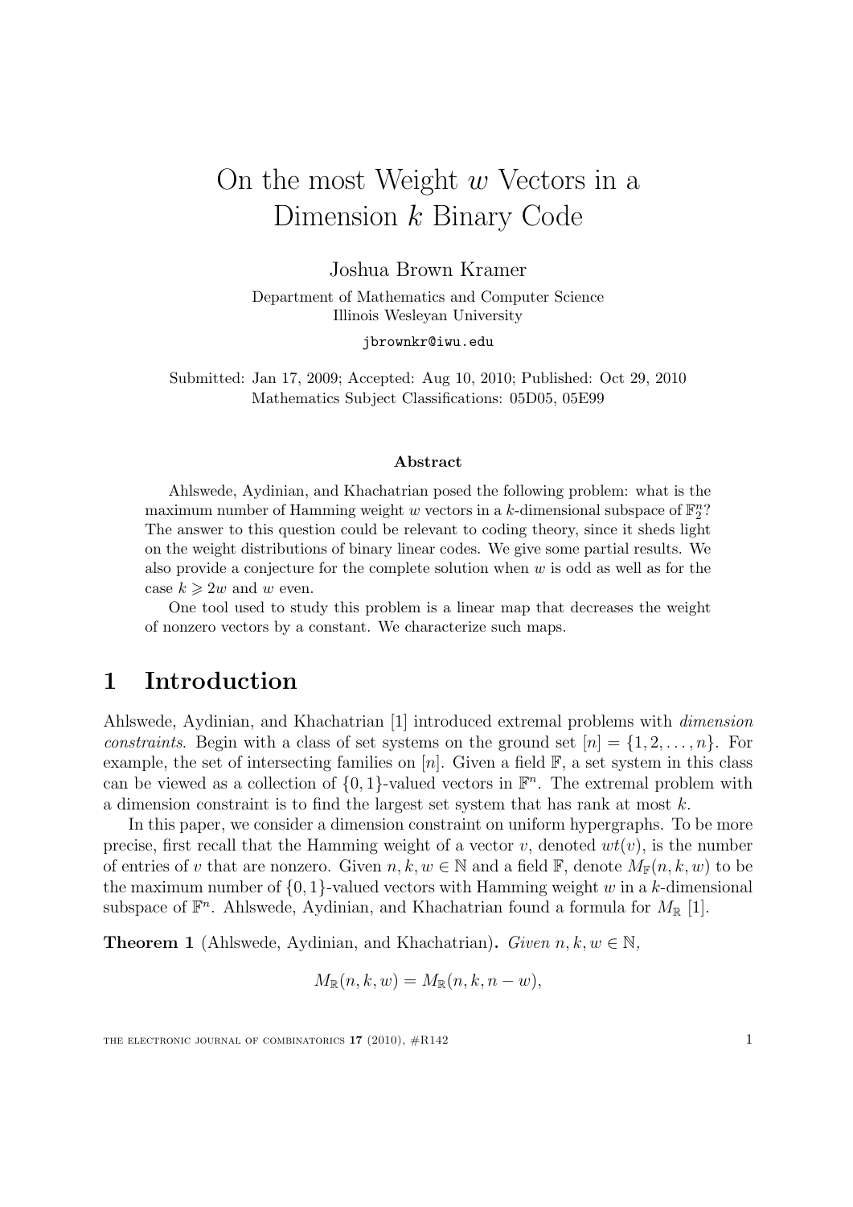# On the most Weight $w$ Vectors in a Dimension $k$ Binary Code

Joshua Brown Kramer

Department of Mathematics and Computer Science
Illinois Wesleyan University

jbrownkr@iwu.edu

Submitted: Jan 17, 2009; Accepted: Aug 10, 2010; Published: Oct 29, 2010
Mathematics Subject Classifications: 05D05, 05E99

### Abstract

Ahlswede, Aydinian, and Khachatrian posed the following problem: what is the maximum number of Hamming weight $w$ vectors in a $k$-dimensional subspace of $\mathbb{F}_2^n$? The answer to this question could be relevant to coding theory, since it sheds light on the weight distributions of binary linear codes. We give some partial results. We also provide a conjecture for the complete solution when $w$ is odd as well as for the case $k \geqslant 2w$ and $w$ even.

One tool used to study this problem is a linear map that decreases the weight of nonzero vectors by a constant. We characterize such maps.

## 1 Introduction

Ahlswede, Aydinian, and Khachatrian [1] introduced extremal problems with *dimension constraints*. Begin with a class of set systems on the ground set $[n] = \{1, 2, \ldots, n\}$. For example, the set of intersecting families on $[n]$. Given a field $\mathbb{F}$, a set system in this class can be viewed as a collection of $\{0, 1\}$-valued vectors in $\mathbb{F}^n$. The extremal problem with a dimension constraint is to find the largest set system that has rank at most $k$.

In this paper, we consider a dimension constraint on uniform hypergraphs. To be more precise, first recall that the Hamming weight of a vector $v$, denoted $wt(v)$, is the number of entries of $v$ that are nonzero. Given $n, k, w \in \mathbb{N}$ and a field $\mathbb{F}$, denote $M_{\mathbb{F}}(n, k, w)$ to be the maximum number of $\{0, 1\}$-valued vectors with Hamming weight $w$ in a $k$-dimensional subspace of $\mathbb{F}^n$. Ahlswede, Aydinian, and Khachatrian found a formula for $M_{\mathbb{R}}$ [1].

**Theorem 1** (Ahlswede, Aydinian, and Khachatrian)**.** *Given $n, k, w \in \mathbb{N}$,*

$$M_{\mathbb{R}}(n, k, w) = M_{\mathbb{R}}(n, k, n - w),$$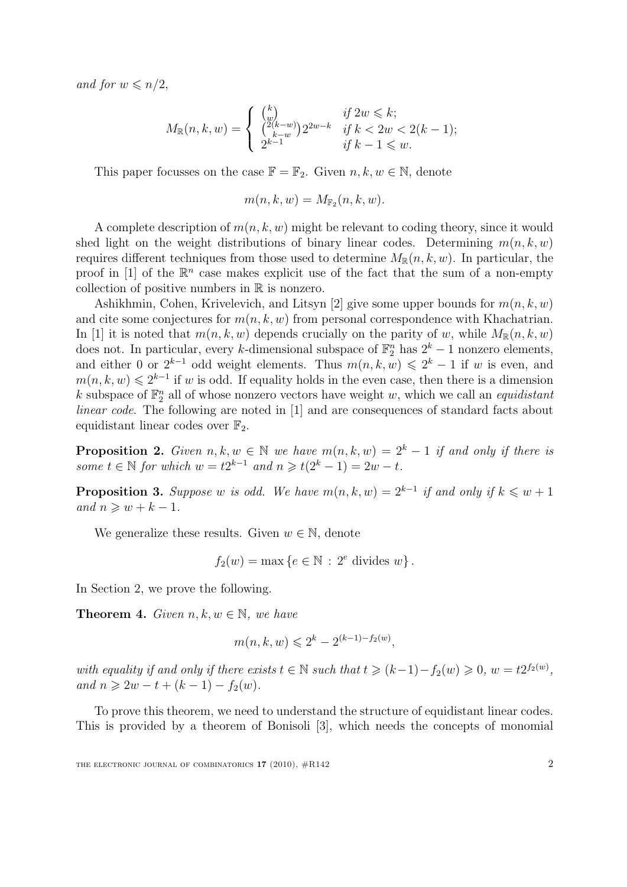*and for* $w \leqslant n/2$,

$$M_{\mathbb{R}}(n,k,w) = \begin{cases} \binom{k}{w} & \text{if } 2w \leqslant k; \\ \binom{2(k-w)}{k-w} 2^{2w-k} & \text{if } k < 2w < 2(k-1); \\ 2^{k-1} & \text{if } k-1 \leqslant w. \end{cases}$$

This paper focusses on the case $\mathbb{F} = \mathbb{F}_2$. Given $n, k, w \in \mathbb{N}$, denote

$$m(n,k,w) = M_{\mathbb{F}_2}(n,k,w).$$

A complete description of $m(n,k,w)$ might be relevant to coding theory, since it would shed light on the weight distributions of binary linear codes. Determining $m(n,k,w)$ requires different techniques from those used to determine $M_{\mathbb{R}}(n,k,w)$. In particular, the proof in [1] of the $\mathbb{R}^n$ case makes explicit use of the fact that the sum of a non-empty collection of positive numbers in $\mathbb{R}$ is nonzero.

Ashikhmin, Cohen, Krivelevich, and Litsyn [2] give some upper bounds for $m(n,k,w)$ and cite some conjectures for $m(n,k,w)$ from personal correspondence with Khachatrian. In [1] it is noted that $m(n,k,w)$ depends crucially on the parity of $w$, while $M_{\mathbb{R}}(n,k,w)$ does not. In particular, every $k$-dimensional subspace of $\mathbb{F}_2^n$ has $2^k - 1$ nonzero elements, and either 0 or $2^{k-1}$ odd weight elements. Thus $m(n,k,w) \leqslant 2^k - 1$ if $w$ is even, and $m(n,k,w) \leqslant 2^{k-1}$ if $w$ is odd. If equality holds in the even case, then there is a dimension $k$ subspace of $\mathbb{F}_2^n$ all of whose nonzero vectors have weight $w$, which we call an *equidistant linear code*. The following are noted in [1] and are consequences of standard facts about equidistant linear codes over $\mathbb{F}_2$.

**Proposition 2.** *Given* $n, k, w \in \mathbb{N}$ *we have* $m(n,k,w) = 2^k - 1$ *if and only if there is some* $t \in \mathbb{N}$ *for which* $w = t2^{k-1}$ *and* $n \geqslant t(2^k - 1) = 2w - t$.

**Proposition 3.** *Suppose* $w$ *is odd. We have* $m(n,k,w) = 2^{k-1}$ *if and only if* $k \leqslant w + 1$ *and* $n \geqslant w + k - 1$.

We generalize these results. Given $w \in \mathbb{N}$, denote

$$f_2(w) = \max\{e \in \mathbb{N} : 2^e \text{ divides } w\}.$$

In Section 2, we prove the following.

**Theorem 4.** *Given* $n, k, w \in \mathbb{N}$, *we have*

$$m(n,k,w) \leqslant 2^k - 2^{(k-1)-f_2(w)},$$

*with equality if and only if there exists* $t \in \mathbb{N}$ *such that* $t \geqslant (k-1) - f_2(w) \geqslant 0$, $w = t2^{f_2(w)}$, *and* $n \geqslant 2w - t + (k-1) - f_2(w)$.

To prove this theorem, we need to understand the structure of equidistant linear codes. This is provided by a theorem of Bonisoli [3], which needs the concepts of monomial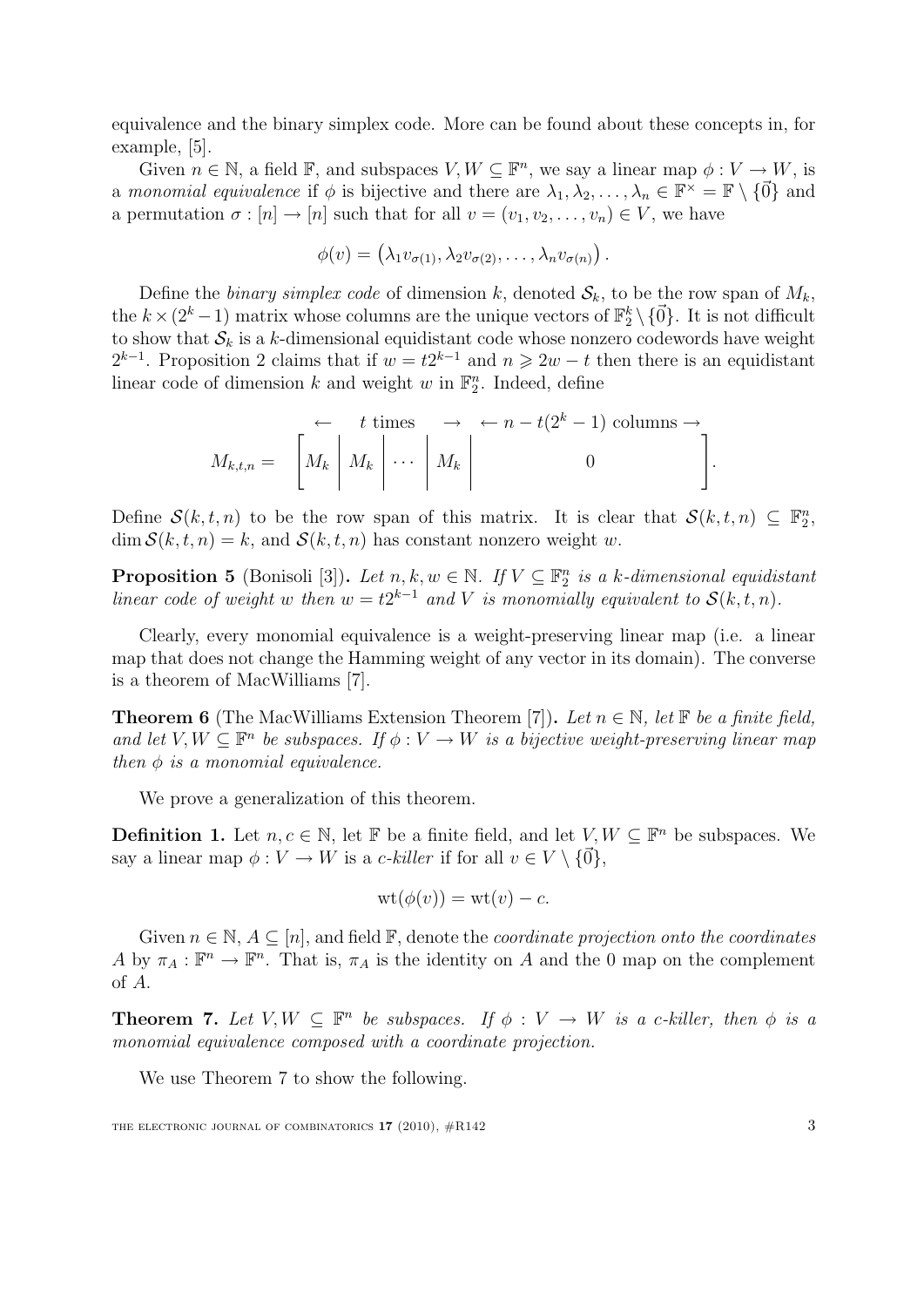equivalence and the binary simplex code. More can be found about these concepts in, for example, [5].

Given $n \in \mathbb{N}$, a field $\mathbb{F}$, and subspaces $V, W \subseteq \mathbb{F}^n$, we say a linear map $\phi : V \to W$, is a *monomial equivalence* if $\phi$ is bijective and there are $\lambda_1, \lambda_2, \ldots, \lambda_n \in \mathbb{F}^\times = \mathbb{F} \setminus \{\vec{0}\}$ and a permutation $\sigma : [n] \to [n]$ such that for all $v = (v_1, v_2, \ldots, v_n) \in V$, we have

$$\phi(v) = \left(\lambda_1 v_{\sigma(1)}, \lambda_2 v_{\sigma(2)}, \ldots, \lambda_n v_{\sigma(n)}\right).$$

Define the *binary simplex code* of dimension $k$, denoted $\mathcal{S}_k$, to be the row span of $M_k$, the $k \times (2^k - 1)$ matrix whose columns are the unique vectors of $\mathbb{F}_2^k \setminus \{\vec{0}\}$. It is not difficult to show that $\mathcal{S}_k$ is a $k$-dimensional equidistant code whose nonzero codewords have weight $2^{k-1}$. Proposition 2 claims that if $w = t2^{k-1}$ and $n \geqslant 2w - t$ then there is an equidistant linear code of dimension $k$ and weight $w$ in $\mathbb{F}_2^n$. Indeed, define

$$M_{k,t,n} = \begin{array}{c} \overbrace{\phantom{M_k \mid M_k \mid \cdots \mid M_k}}^{t \text{ times}} \quad \overbrace{\phantom{\qquad 0 \qquad}}^{n - t(2^k-1) \text{ columns}} \\ \left[\begin{array}{c|c|c|c|c} M_k & M_k & \cdots & M_k & \qquad 0 \qquad \end{array}\right] \end{array}.$$

Define $\mathcal{S}(k,t,n)$ to be the row span of this matrix. It is clear that $\mathcal{S}(k,t,n) \subseteq \mathbb{F}_2^n$, $\dim \mathcal{S}(k,t,n) = k$, and $\mathcal{S}(k,t,n)$ has constant nonzero weight $w$.

**Proposition 5** (Bonisoli [3])**.** *Let $n, k, w \in \mathbb{N}$. If $V \subseteq \mathbb{F}_2^n$ is a $k$-dimensional equidistant linear code of weight $w$ then $w = t2^{k-1}$ and $V$ is monomially equivalent to $\mathcal{S}(k,t,n)$.*

Clearly, every monomial equivalence is a weight-preserving linear map (i.e. a linear map that does not change the Hamming weight of any vector in its domain). The converse is a theorem of MacWilliams [7].

**Theorem 6** (The MacWilliams Extension Theorem [7])**.** *Let $n \in \mathbb{N}$, let $\mathbb{F}$ be a finite field, and let $V, W \subseteq \mathbb{F}^n$ be subspaces. If $\phi : V \to W$ is a bijective weight-preserving linear map then $\phi$ is a monomial equivalence.*

We prove a generalization of this theorem.

**Definition 1.** Let $n, c \in \mathbb{N}$, let $\mathbb{F}$ be a finite field, and let $V, W \subseteq \mathbb{F}^n$ be subspaces. We say a linear map $\phi : V \to W$ is a *c-killer* if for all $v \in V \setminus \{\vec{0}\}$,

$$\mathrm{wt}(\phi(v)) = \mathrm{wt}(v) - c.$$

Given $n \in \mathbb{N}$, $A \subseteq [n]$, and field $\mathbb{F}$, denote the *coordinate projection onto the coordinates* $A$ by $\pi_A : \mathbb{F}^n \to \mathbb{F}^n$. That is, $\pi_A$ is the identity on $A$ and the 0 map on the complement of $A$.

**Theorem 7.** *Let $V, W \subseteq \mathbb{F}^n$ be subspaces. If $\phi : V \to W$ is a c-killer, then $\phi$ is a monomial equivalence composed with a coordinate projection.*

We use Theorem 7 to show the following.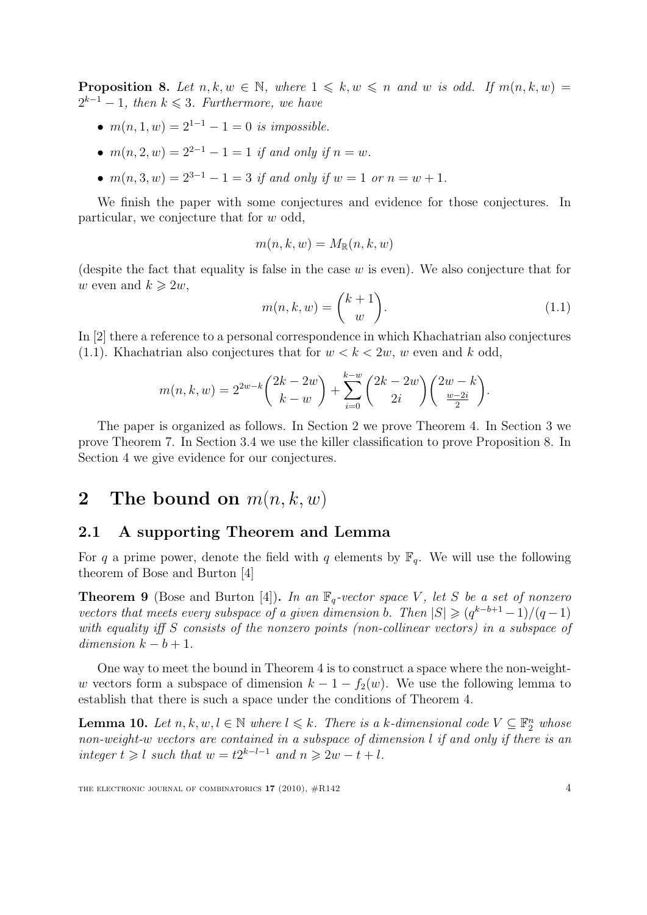**Proposition 8.** *Let $n, k, w \in \mathbb{N}$, where $1 \leqslant k, w \leqslant n$ and $w$ is odd. If $m(n, k, w) = 2^{k-1} - 1$, then $k \leqslant 3$. Furthermore, we have*

- *$m(n, 1, w) = 2^{1-1} - 1 = 0$ is impossible.*
- *$m(n, 2, w) = 2^{2-1} - 1 = 1$ if and only if $n = w$.*
- *$m(n, 3, w) = 2^{3-1} - 1 = 3$ if and only if $w = 1$ or $n = w + 1$.*

We finish the paper with some conjectures and evidence for those conjectures. In particular, we conjecture that for $w$ odd,

$$m(n, k, w) = M_{\mathbb{R}}(n, k, w)$$

(despite the fact that equality is false in the case $w$ is even). We also conjecture that for $w$ even and $k \geqslant 2w$,

$$m(n, k, w) = \binom{k+1}{w}. \tag{1.1}$$

In [2] there a reference to a personal correspondence in which Khachatrian also conjectures (1.1). Khachatrian also conjectures that for $w < k < 2w$, $w$ even and $k$ odd,

$$m(n, k, w) = 2^{2w-k}\binom{2k-2w}{k-w} + \sum_{i=0}^{k-w}\binom{2k-2w}{2i}\binom{2w-k}{\frac{w-2i}{2}}.$$

The paper is organized as follows. In Section 2 we prove Theorem 4. In Section 3 we prove Theorem 7. In Section 3.4 we use the killer classification to prove Proposition 8. In Section 4 we give evidence for our conjectures.

# 2 The bound on $m(n, k, w)$

## 2.1 A supporting Theorem and Lemma

For $q$ a prime power, denote the field with $q$ elements by $\mathbb{F}_q$. We will use the following theorem of Bose and Burton [4]

**Theorem 9** (Bose and Burton [4])**.** *In an $\mathbb{F}_q$-vector space $V$, let $S$ be a set of nonzero vectors that meets every subspace of a given dimension $b$. Then $|S| \geqslant (q^{k-b+1} - 1)/(q - 1)$ with equality iff $S$ consists of the nonzero points (non-collinear vectors) in a subspace of dimension $k - b + 1$.*

One way to meet the bound in Theorem 4 is to construct a space where the non-weight-$w$ vectors form a subspace of dimension $k - 1 - f_2(w)$. We use the following lemma to establish that there is such a space under the conditions of Theorem 4.

**Lemma 10.** *Let $n, k, w, l \in \mathbb{N}$ where $l \leqslant k$. There is a $k$-dimensional code $V \subseteq \mathbb{F}_2^n$ whose non-weight-$w$ vectors are contained in a subspace of dimension $l$ if and only if there is an integer $t \geqslant l$ such that $w = t2^{k-l-1}$ and $n \geqslant 2w - t + l$.*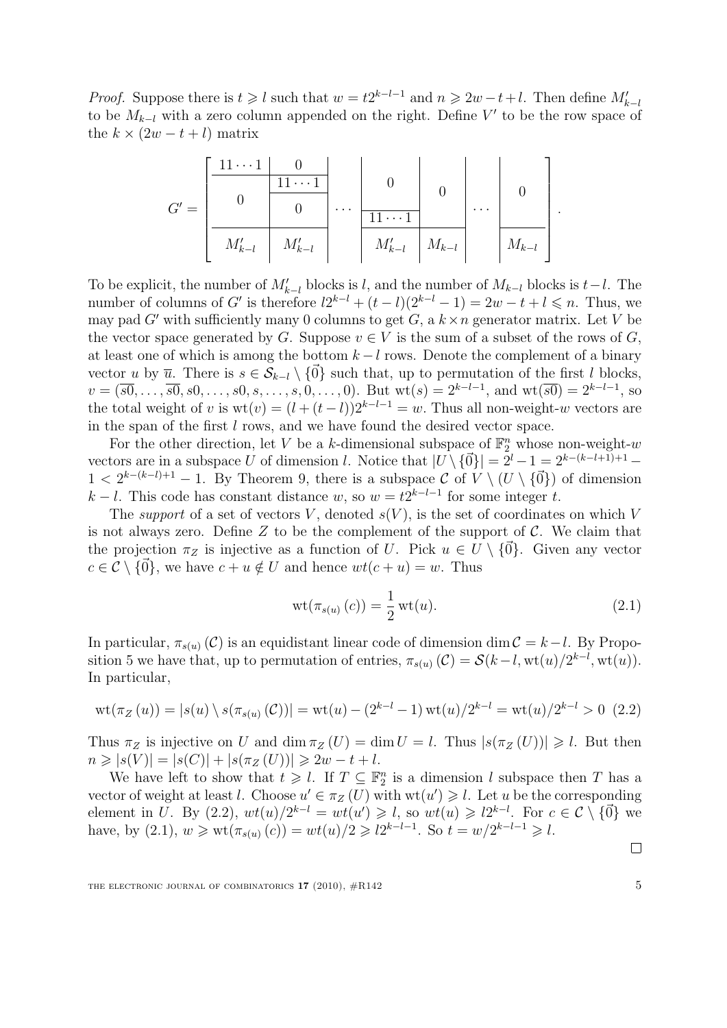*Proof.* Suppose there is $t \geqslant l$ such that $w = t2^{k-l-1}$ and $n \geqslant 2w - t + l$. Then define $M'_{k-l}$ to be $M_{k-l}$ with a zero column appended on the right. Define $V'$ to be the row space of the $k \times (2w - t + l)$ matrix

$$G' = \left[\begin{array}{c|c|c|c|c|c|c} 11\cdots1 & 0 & & & & & \\ \hline \multirow{2}{*}{0} & 11\cdots1 & & 0 & & & \\ \cline{2-2} & 0 & \cdots & & 0 & \cdots & 0 \\ & & & 11\cdots1 & & & \\ \hline M'_{k-l} & M'_{k-l} & & M'_{k-l} & M_{k-l} & & M_{k-l} \end{array}\right].$$

To be explicit, the number of $M'_{k-l}$ blocks is $l$, and the number of $M_{k-l}$ blocks is $t-l$. The number of columns of $G'$ is therefore $l2^{k-l} + (t-l)(2^{k-l} - 1) = 2w - t + l \leqslant n$. Thus, we may pad $G'$ with sufficiently many 0 columns to get $G$, a $k \times n$ generator matrix. Let $V$ be the vector space generated by $G$. Suppose $v \in V$ is the sum of a subset of the rows of $G$, at least one of which is among the bottom $k-l$ rows. Denote the complement of a binary vector $u$ by $\overline{u}$. There is $s \in \mathcal{S}_{k-l} \setminus \{\vec{0}\}$ such that, up to permutation of the first $l$ blocks, $v = (\overline{s0}, \ldots, \overline{s0}, s0, \ldots, s0, s, \ldots, s, 0, \ldots, 0)$. But $\mathrm{wt}(s) = 2^{k-l-1}$, and $\mathrm{wt}(\overline{s0}) = 2^{k-l-1}$, so the total weight of $v$ is $\mathrm{wt}(v) = (l + (t-l))2^{k-l-1} = w$. Thus all non-weight-$w$ vectors are in the span of the first $l$ rows, and we have found the desired vector space.

For the other direction, let $V$ be a $k$-dimensional subspace of $\mathbb{F}_2^n$ whose non-weight-$w$ vectors are in a subspace $U$ of dimension $l$. Notice that $|U \setminus \{\vec{0}\}| = 2^l - 1 = 2^{k-(k-l+1)+1} - 1 < 2^{k-(k-l)+1} - 1$. By Theorem 9, there is a subspace $\mathcal{C}$ of $V \setminus (U \setminus \{\vec{0}\})$ of dimension $k-l$. This code has constant distance $w$, so $w = t2^{k-l-1}$ for some integer $t$.

The *support* of a set of vectors $V$, denoted $s(V)$, is the set of coordinates on which $V$ is not always zero. Define $Z$ to be the complement of the support of $\mathcal{C}$. We claim that the projection $\pi_Z$ is injective as a function of $U$. Pick $u \in U \setminus \{\vec{0}\}$. Given any vector $c \in \mathcal{C} \setminus \{\vec{0}\}$, we have $c + u \notin U$ and hence $wt(c+u) = w$. Thus

$$\mathrm{wt}(\pi_{s(u)}(c)) = \frac{1}{2}\,\mathrm{wt}(u). \tag{2.1}$$

In particular, $\pi_{s(u)}(\mathcal{C})$ is an equidistant linear code of dimension $\dim \mathcal{C} = k-l$. By Proposition 5 we have that, up to permutation of entries, $\pi_{s(u)}(\mathcal{C}) = \mathcal{S}(k-l, \mathrm{wt}(u)/2^{k-l}, \mathrm{wt}(u))$. In particular,

$$\mathrm{wt}(\pi_Z(u)) = |s(u) \setminus s(\pi_{s(u)}(\mathcal{C}))| = \mathrm{wt}(u) - (2^{k-l} - 1)\,\mathrm{wt}(u)/2^{k-l} = \mathrm{wt}(u)/2^{k-l} > 0 \tag{2.2}$$

Thus $\pi_Z$ is injective on $U$ and $\dim \pi_Z(U) = \dim U = l$. Thus $|s(\pi_Z(U))| \geqslant l$. But then $n \geqslant |s(V)| = |s(C)| + |s(\pi_Z(U))| \geqslant 2w - t + l$.

We have left to show that $t \geqslant l$. If $T \subseteq \mathbb{F}_2^n$ is a dimension $l$ subspace then $T$ has a vector of weight at least $l$. Choose $u' \in \pi_Z(U)$ with $\mathrm{wt}(u') \geqslant l$. Let $u$ be the corresponding element in $U$. By (2.2), $wt(u)/2^{k-l} = wt(u') \geqslant l$, so $wt(u) \geqslant l2^{k-l}$. For $c \in \mathcal{C} \setminus \{\vec{0}\}$ we have, by (2.1), $w \geqslant \mathrm{wt}(\pi_{s(u)}(c)) = wt(u)/2 \geqslant l2^{k-l-1}$. So $t = w/2^{k-l-1} \geqslant l$.

$\square$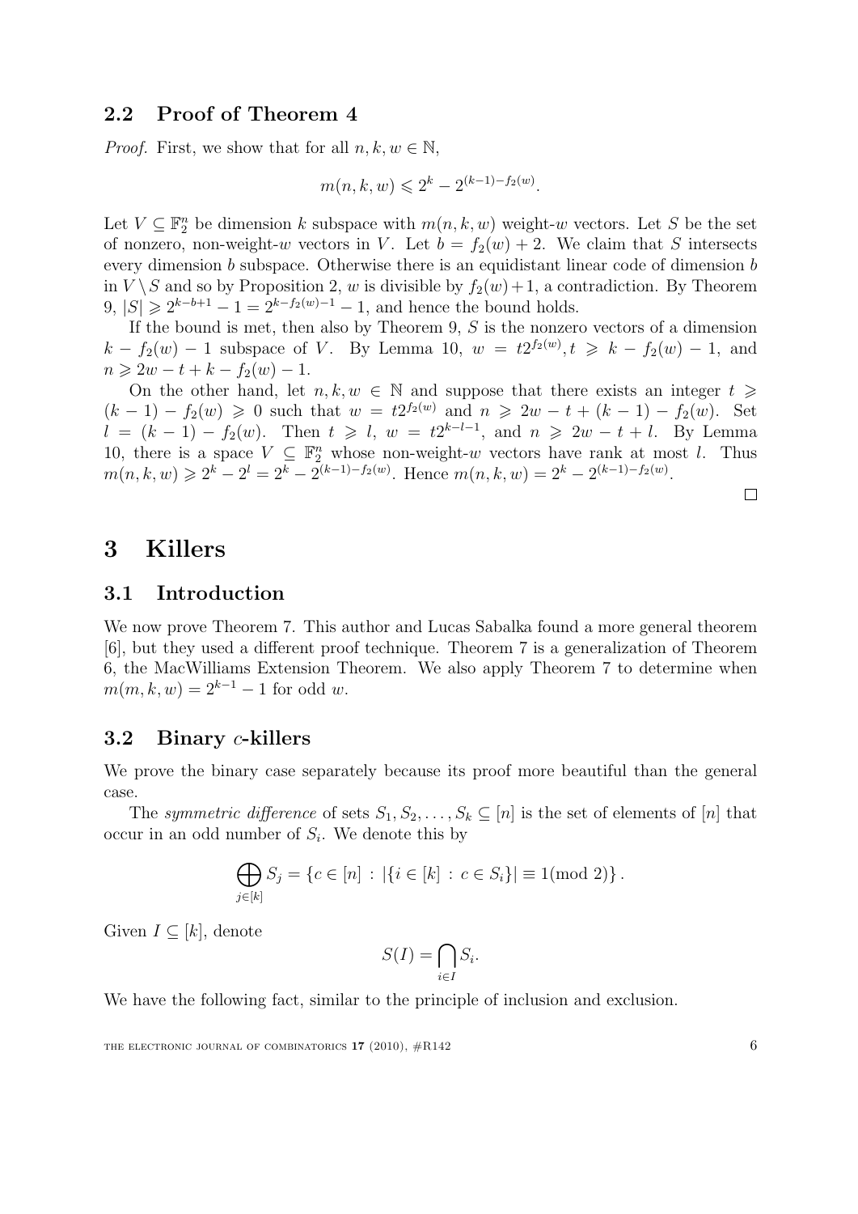### 2.2 Proof of Theorem 4

*Proof.* First, we show that for all $n, k, w \in \mathbb{N}$,

$$m(n, k, w) \leqslant 2^k - 2^{(k-1)-f_2(w)}.$$

Let $V \subseteq \mathbb{F}_2^n$ be dimension $k$ subspace with $m(n, k, w)$ weight-$w$ vectors. Let $S$ be the set of nonzero, non-weight-$w$ vectors in $V$. Let $b = f_2(w) + 2$. We claim that $S$ intersects every dimension $b$ subspace. Otherwise there is an equidistant linear code of dimension $b$ in $V \setminus S$ and so by Proposition 2, $w$ is divisible by $f_2(w)+1$, a contradiction. By Theorem 9, $|S| \geqslant 2^{k-b+1} - 1 = 2^{k-f_2(w)-1} - 1$, and hence the bound holds.

If the bound is met, then also by Theorem 9, $S$ is the nonzero vectors of a dimension $k - f_2(w) - 1$ subspace of $V$. By Lemma 10, $w = t2^{f_2(w)}, t \geqslant k - f_2(w) - 1$, and $n \geqslant 2w - t + k - f_2(w) - 1$.

On the other hand, let $n, k, w \in \mathbb{N}$ and suppose that there exists an integer $t \geqslant (k-1) - f_2(w) \geqslant 0$ such that $w = t2^{f_2(w)}$ and $n \geqslant 2w - t + (k-1) - f_2(w)$. Set $l = (k-1) - f_2(w)$. Then $t \geqslant l$, $w = t2^{k-l-1}$, and $n \geqslant 2w - t + l$. By Lemma 10, there is a space $V \subseteq \mathbb{F}_2^n$ whose non-weight-$w$ vectors have rank at most $l$. Thus $m(n, k, w) \geqslant 2^k - 2^l = 2^k - 2^{(k-1)-f_2(w)}$. Hence $m(n, k, w) = 2^k - 2^{(k-1)-f_2(w)}$.

□

# 3 Killers

### 3.1 Introduction

We now prove Theorem 7. This author and Lucas Sabalka found a more general theorem [6], but they used a different proof technique. Theorem 7 is a generalization of Theorem 6, the MacWilliams Extension Theorem. We also apply Theorem 7 to determine when $m(m, k, w) = 2^{k-1} - 1$ for odd $w$.

### 3.2 Binary $c$-killers

We prove the binary case separately because its proof more beautiful than the general case.

The *symmetric difference* of sets $S_1, S_2, \ldots, S_k \subseteq [n]$ is the set of elements of $[n]$ that occur in an odd number of $S_i$. We denote this by

$$\bigoplus_{j \in [k]} S_j = \{c \in [n] \, : \, |\{i \in [k] \, : \, c \in S_i\}| \equiv 1 (\text{mod } 2)\} .$$

Given $I \subseteq [k]$, denote

$$S(I) = \bigcap_{i \in I} S_i.$$

We have the following fact, similar to the principle of inclusion and exclusion.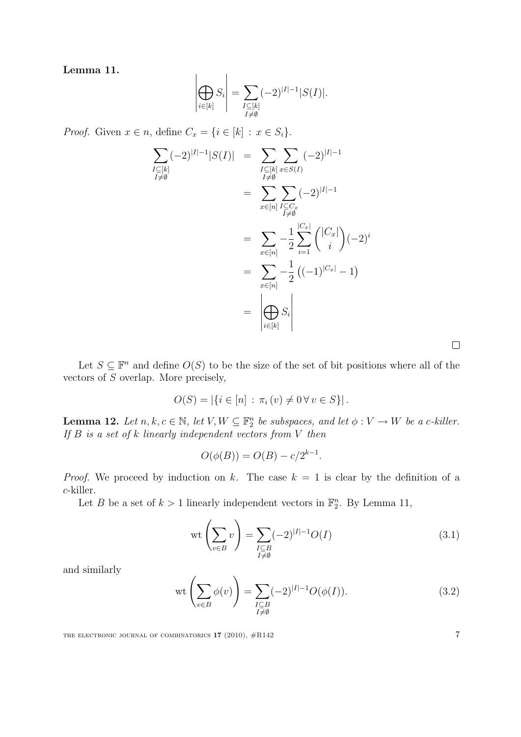**Lemma 11.**

$$\left|\bigoplus_{i\in[k]} S_i\right| = \sum_{\substack{I\subseteq[k]\\ I\neq\emptyset}} (-2)^{|I|-1}|S(I)|.$$

*Proof.* Given $x \in n$, define $C_x = \{i \in [k] : x \in S_i\}$.

$$\begin{aligned}
\sum_{\substack{I\subseteq[k]\\ I\neq\emptyset}} (-2)^{|I|-1}|S(I)| &= \sum_{\substack{I\subseteq[k]\\ I\neq\emptyset}} \sum_{x\in S(I)} (-2)^{|I|-1} \\
&= \sum_{x\in[n]} \sum_{\substack{I\subseteq C_x\\ I\neq\emptyset}} (-2)^{|I|-1} \\
&= \sum_{x\in[n]} -\frac{1}{2}\sum_{i=1}^{|C_x|} \binom{|C_x|}{i}(-2)^i \\
&= \sum_{x\in[n]} -\frac{1}{2}\left((-1)^{|C_x|}-1\right) \\
&= \left|\bigoplus_{i\in[k]} S_i\right|
\end{aligned}$$

$\square$

Let $S \subseteq \mathbb{F}^n$ and define $O(S)$ to be the size of the set of bit positions where all of the vectors of $S$ overlap. More precisely,

$$O(S) = \left|\{i \in [n] : \pi_i(v) \neq 0 \,\forall\, v \in S\}\right|.$$

**Lemma 12.** *Let $n, k, c \in \mathbb{N}$, let $V, W \subseteq \mathbb{F}_2^n$ be subspaces, and let $\phi : V \to W$ be a $c$-killer. If $B$ is a set of $k$ linearly independent vectors from $V$ then*

$$O(\phi(B)) = O(B) - c/2^{k-1}.$$

*Proof.* We proceed by induction on $k$. The case $k = 1$ is clear by the definition of a $c$-killer.

Let $B$ be a set of $k > 1$ linearly independent vectors in $\mathbb{F}_2^n$. By Lemma 11,

$$\mathrm{wt}\left(\sum_{v\in B} v\right) = \sum_{\substack{I\subseteq B\\ I\neq\emptyset}} (-2)^{|I|-1} O(I) \tag{3.1}$$

and similarly

$$\mathrm{wt}\left(\sum_{v\in B} \phi(v)\right) = \sum_{\substack{I\subseteq B\\ I\neq\emptyset}} (-2)^{|I|-1} O(\phi(I)). \tag{3.2}$$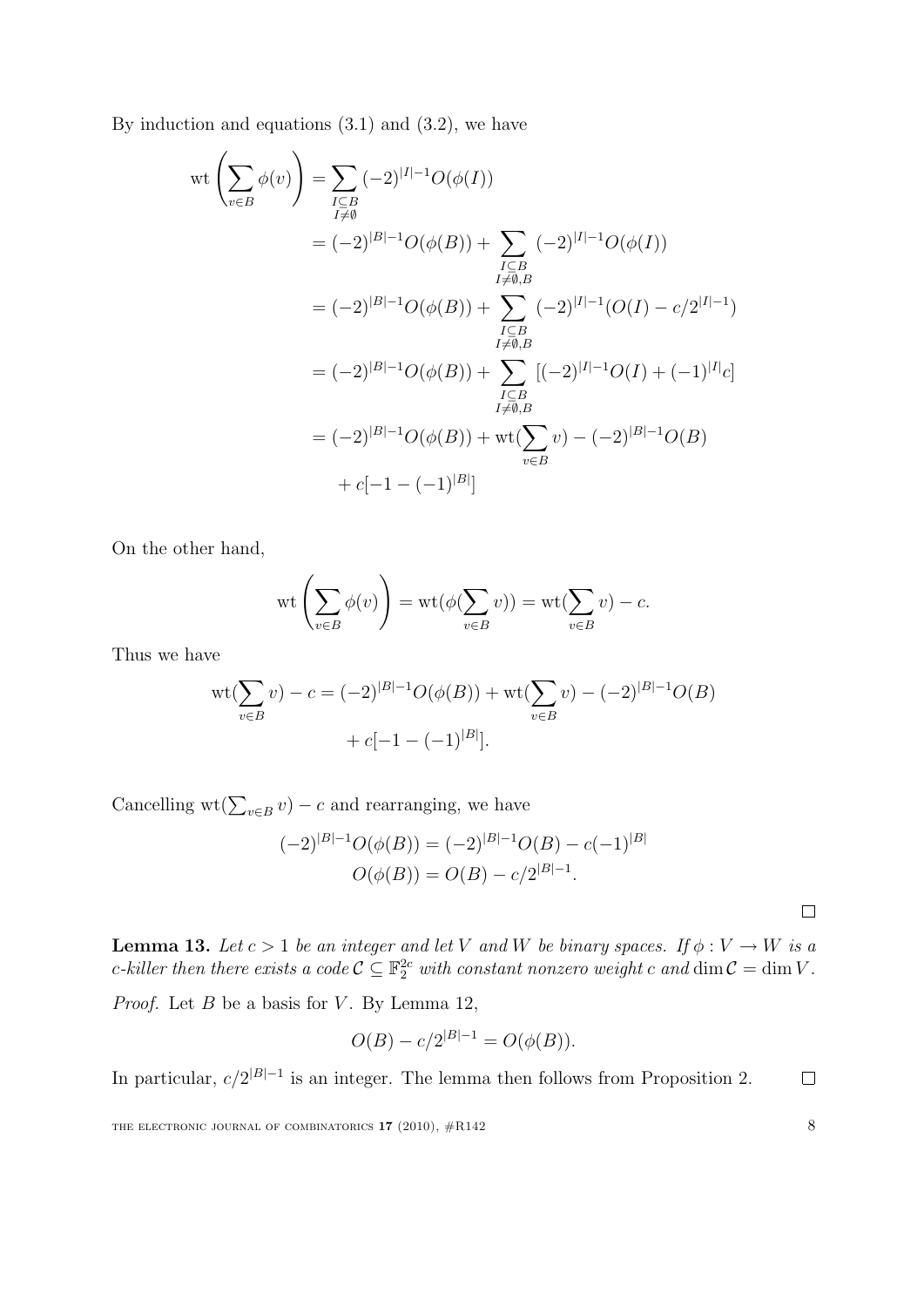By induction and equations (3.1) and (3.2), we have

$$
\begin{aligned}
\mathrm{wt}\left(\sum_{v\in B}\phi(v)\right) &= \sum_{\substack{I\subseteq B\\ I\neq\emptyset}} (-2)^{|I|-1}O(\phi(I)) \\
&= (-2)^{|B|-1}O(\phi(B)) + \sum_{\substack{I\subseteq B\\ I\neq\emptyset,B}} (-2)^{|I|-1}O(\phi(I)) \\
&= (-2)^{|B|-1}O(\phi(B)) + \sum_{\substack{I\subseteq B\\ I\neq\emptyset,B}} (-2)^{|I|-1}(O(I) - c/2^{|I|-1}) \\
&= (-2)^{|B|-1}O(\phi(B)) + \sum_{\substack{I\subseteq B\\ I\neq\emptyset,B}} [(-2)^{|I|-1}O(I) + (-1)^{|I|}c] \\
&= (-2)^{|B|-1}O(\phi(B)) + \mathrm{wt}(\sum_{v\in B} v) - (-2)^{|B|-1}O(B) \\
&\quad + c[-1-(-1)^{|B|}]
\end{aligned}
$$

On the other hand,

$$
\mathrm{wt}\left(\sum_{v\in B}\phi(v)\right) = \mathrm{wt}(\phi(\sum_{v\in B} v)) = \mathrm{wt}(\sum_{v\in B} v) - c.
$$

Thus we have

$$
\begin{aligned}
\mathrm{wt}(\sum_{v\in B} v) - c = (-2)^{|B|-1}O(\phi(B)) + \mathrm{wt}(\sum_{v\in B} v) - (-2)^{|B|-1}O(B) \\
+ c[-1-(-1)^{|B|}].
\end{aligned}
$$

Cancelling $\mathrm{wt}(\sum_{v\in B} v) - c$ and rearranging, we have

$$
\begin{aligned}
(-2)^{|B|-1}O(\phi(B)) &= (-2)^{|B|-1}O(B) - c(-1)^{|B|} \\
O(\phi(B)) &= O(B) - c/2^{|B|-1}.
\end{aligned}
$$

□

**Lemma 13.** *Let $c > 1$ be an integer and let $V$ and $W$ be binary spaces. If $\phi : V \to W$ is a $c$-killer then there exists a code $\mathcal{C} \subseteq \mathbb{F}_2^{2c}$ with constant nonzero weight $c$ and $\dim \mathcal{C} = \dim V$.*

*Proof.* Let $B$ be a basis for $V$. By Lemma 12,

$$
O(B) - c/2^{|B|-1} = O(\phi(B)).
$$

In particular, $c/2^{|B|-1}$ is an integer. The lemma then follows from Proposition 2. □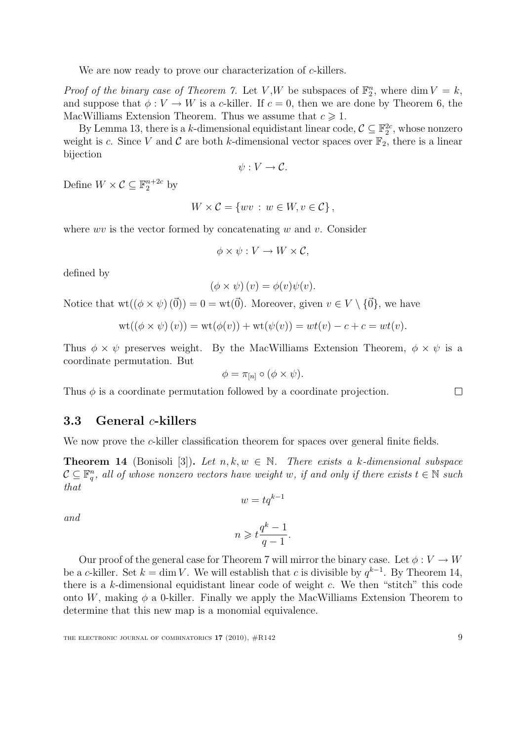We are now ready to prove our characterization of $c$-killers.

*Proof of the binary case of Theorem 7.* Let $V$,$W$ be subspaces of $\mathbb{F}_2^n$, where $\dim V = k$, and suppose that $\phi : V \to W$ is a $c$-killer. If $c = 0$, then we are done by Theorem 6, the MacWilliams Extension Theorem. Thus we assume that $c \geqslant 1$.

By Lemma 13, there is a $k$-dimensional equidistant linear code, $\mathcal{C} \subseteq \mathbb{F}_2^{2c}$, whose nonzero weight is $c$. Since $V$ and $\mathcal{C}$ are both $k$-dimensional vector spaces over $\mathbb{F}_2$, there is a linear bijection

$$\psi : V \to \mathcal{C}.$$

Define $W \times \mathcal{C} \subseteq \mathbb{F}_2^{n+2c}$ by

$$W \times \mathcal{C} = \{wv \,:\, w \in W, v \in \mathcal{C}\},$$

where $wv$ is the vector formed by concatenating $w$ and $v$. Consider

$$\phi \times \psi : V \to W \times \mathcal{C},$$

defined by

$$(\phi \times \psi)(v) = \phi(v)\psi(v).$$

Notice that $\mathrm{wt}((\phi \times \psi)(\vec{0})) = 0 = \mathrm{wt}(\vec{0})$. Moreover, given $v \in V \setminus \{\vec{0}\}$, we have

$$\mathrm{wt}((\phi \times \psi)(v)) = \mathrm{wt}(\phi(v)) + \mathrm{wt}(\psi(v)) = wt(v) - c + c = wt(v).$$

Thus $\phi \times \psi$ preserves weight. By the MacWilliams Extension Theorem, $\phi \times \psi$ is a coordinate permutation. But

$$\phi = \pi_{[n]} \circ (\phi \times \psi).$$

Thus $\phi$ is a coordinate permutation followed by a coordinate projection. $\square$

## 3.3 General $c$-killers

We now prove the $c$-killer classification theorem for spaces over general finite fields.

**Theorem 14** (Bonisoli [3])**.** *Let $n, k, w \in \mathbb{N}$. There exists a $k$-dimensional subspace $\mathcal{C} \subseteq \mathbb{F}_q^n$, all of whose nonzero vectors have weight $w$, if and only if there exists $t \in \mathbb{N}$ such that*

$$w = tq^{k-1}$$

*and*

$$n \geqslant t\frac{q^k - 1}{q - 1}.$$

Our proof of the general case for Theorem 7 will mirror the binary case. Let $\phi : V \to W$ be a $c$-killer. Set $k = \dim V$. We will establish that $c$ is divisible by $q^{k-1}$. By Theorem 14, there is a $k$-dimensional equidistant linear code of weight $c$. We then "stitch" this code onto $W$, making $\phi$ a 0-killer. Finally we apply the MacWilliams Extension Theorem to determine that this new map is a monomial equivalence.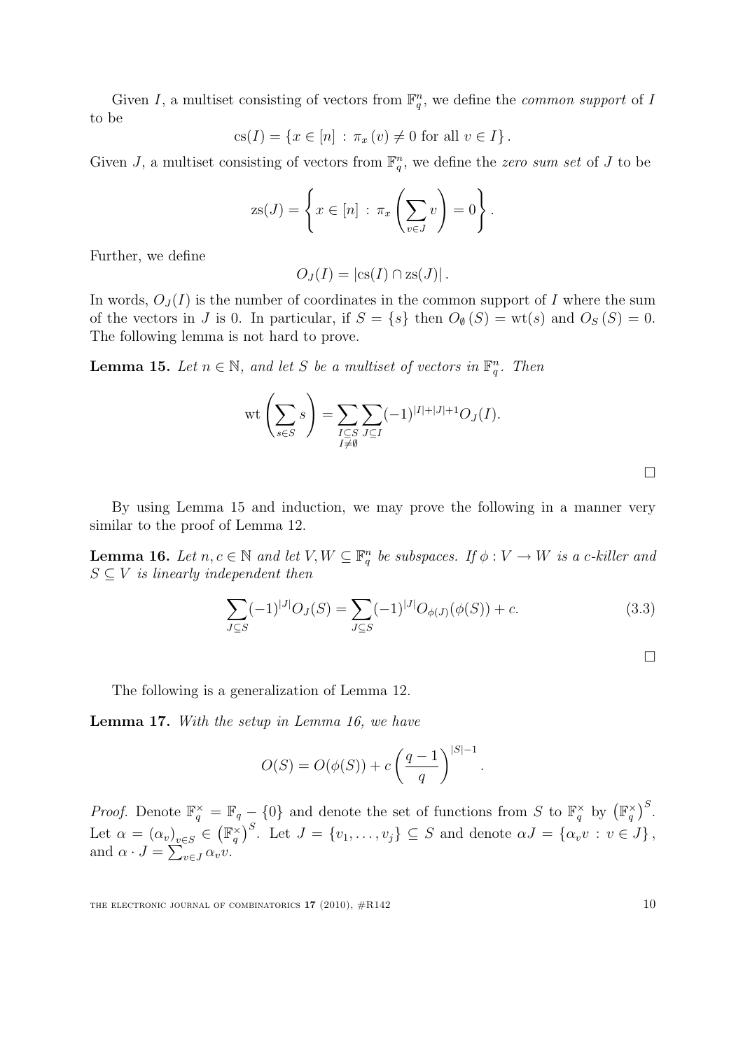Given $I$, a multiset consisting of vectors from $\mathbb{F}_q^n$, we define the *common support* of $I$ to be

$$\operatorname{cs}(I) = \{x \in [n] \,:\, \pi_x(v) \neq 0 \text{ for all } v \in I\}.$$

Given $J$, a multiset consisting of vectors from $\mathbb{F}_q^n$, we define the *zero sum set* of $J$ to be

$$\operatorname{zs}(J) = \left\{ x \in [n] \,:\, \pi_x\left(\sum_{v \in J} v\right) = 0 \right\}.$$

Further, we define

$$O_J(I) = |\operatorname{cs}(I) \cap \operatorname{zs}(J)|.$$

In words, $O_J(I)$ is the number of coordinates in the common support of $I$ where the sum of the vectors in $J$ is 0. In particular, if $S = \{s\}$ then $O_\emptyset(S) = \operatorname{wt}(s)$ and $O_S(S) = 0$. The following lemma is not hard to prove.

**Lemma 15.** *Let $n \in \mathbb{N}$, and let $S$ be a multiset of vectors in $\mathbb{F}_q^n$. Then*

$$\operatorname{wt}\left(\sum_{s \in S} s\right) = \sum_{\substack{I \subseteq S \\ I \neq \emptyset}} \sum_{J \subseteq I} (-1)^{|I|+|J|+1} O_J(I).$$

$\square$

By using Lemma 15 and induction, we may prove the following in a manner very similar to the proof of Lemma 12.

**Lemma 16.** *Let $n, c \in \mathbb{N}$ and let $V, W \subseteq \mathbb{F}_q^n$ be subspaces. If $\phi : V \to W$ is a $c$-killer and $S \subseteq V$ is linearly independent then*

$$\sum_{J \subseteq S} (-1)^{|J|} O_J(S) = \sum_{J \subseteq S} (-1)^{|J|} O_{\phi(J)}(\phi(S)) + c. \tag{3.3}$$

$\square$

The following is a generalization of Lemma 12.

**Lemma 17.** *With the setup in Lemma 16, we have*

$$O(S) = O(\phi(S)) + c\left(\frac{q-1}{q}\right)^{|S|-1}.$$

*Proof.* Denote $\mathbb{F}_q^\times = \mathbb{F}_q - \{0\}$ and denote the set of functions from $S$ to $\mathbb{F}_q^\times$ by $\left(\mathbb{F}_q^\times\right)^S$. Let $\alpha = (\alpha_v)_{v \in S} \in \left(\mathbb{F}_q^\times\right)^S$. Let $J = \{v_1, \ldots, v_j\} \subseteq S$ and denote $\alpha J = \{\alpha_v v \,:\, v \in J\}$, and $\alpha \cdot J = \sum_{v \in J} \alpha_v v$.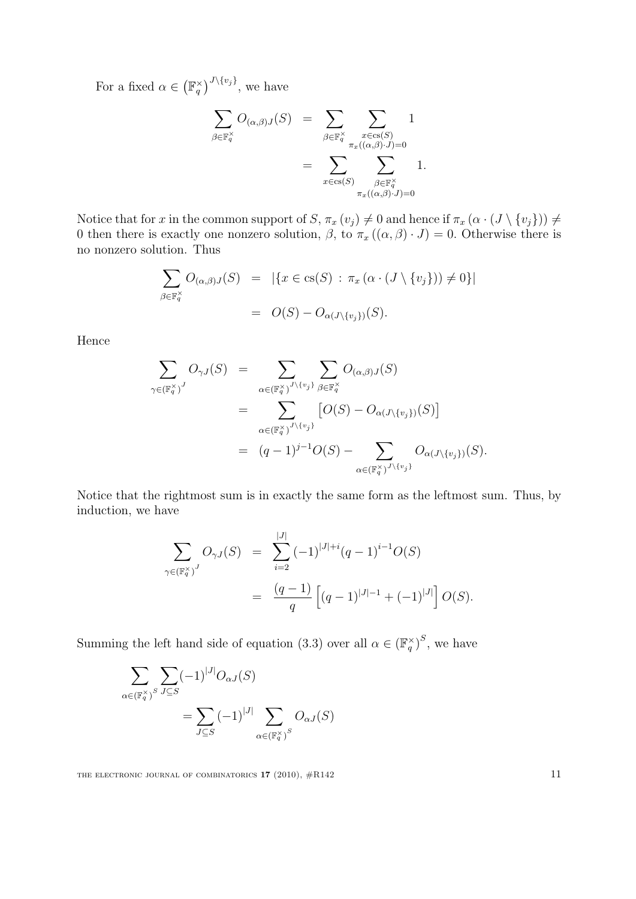For a fixed $\alpha \in \left(\mathbb{F}_q^\times\right)^{J\setminus\{v_j\}}$, we have

$$
\begin{aligned}
\sum_{\beta\in\mathbb{F}_q^\times} O_{(\alpha,\beta)J}(S) &= \sum_{\beta\in\mathbb{F}_q^\times} \sum_{\substack{x\in\mathrm{cs}(S)\\ \pi_x((\alpha,\beta)\cdot J)=0}} 1\\
&= \sum_{x\in\mathrm{cs}(S)} \sum_{\substack{\beta\in\mathbb{F}_q^\times\\ \pi_x((\alpha,\beta)\cdot J)=0}} 1.
\end{aligned}
$$

Notice that for $x$ in the common support of $S$, $\pi_x(v_j) \neq 0$ and hence if $\pi_x(\alpha\cdot(J\setminus\{v_j\})) \neq 0$ then there is exactly one nonzero solution, $\beta$, to $\pi_x((\alpha,\beta)\cdot J) = 0$. Otherwise there is no nonzero solution. Thus

$$
\begin{aligned}
\sum_{\beta\in\mathbb{F}_q^\times} O_{(\alpha,\beta)J}(S) &= \left|\{x\in\mathrm{cs}(S) \,:\, \pi_x(\alpha\cdot(J\setminus\{v_j\}))\neq 0\}\right|\\
&= O(S) - O_{\alpha(J\setminus\{v_j\})}(S).
\end{aligned}
$$

Hence

$$
\begin{aligned}
\sum_{\gamma\in\left(\mathbb{F}_q^\times\right)^J} O_{\gamma J}(S) &= \sum_{\alpha\in\left(\mathbb{F}_q^\times\right)^{J\setminus\{v_j\}}} \sum_{\beta\in\mathbb{F}_q^\times} O_{(\alpha,\beta)J}(S)\\
&= \sum_{\alpha\in\left(\mathbb{F}_q^\times\right)^{J\setminus\{v_j\}}} \left[O(S) - O_{\alpha(J\setminus\{v_j\})}(S)\right]\\
&= (q-1)^{j-1}O(S) - \sum_{\alpha\in\left(\mathbb{F}_q^\times\right)^{J\setminus\{v_j\}}} O_{\alpha(J\setminus\{v_j\})}(S).
\end{aligned}
$$

Notice that the rightmost sum is in exactly the same form as the leftmost sum. Thus, by induction, we have

$$
\begin{aligned}
\sum_{\gamma\in\left(\mathbb{F}_q^\times\right)^J} O_{\gamma J}(S) &= \sum_{i=2}^{|J|} (-1)^{|J|+i}(q-1)^{i-1}O(S)\\
&= \frac{(q-1)}{q}\left[(q-1)^{|J|-1} + (-1)^{|J|}\right] O(S).
\end{aligned}
$$

Summing the left hand side of equation (3.3) over all $\alpha \in \left(\mathbb{F}_q^\times\right)^S$, we have

$$
\begin{aligned}
&\sum_{\alpha\in\left(\mathbb{F}_q^\times\right)^S} \sum_{J\subseteq S} (-1)^{|J|} O_{\alpha J}(S)\\
&\qquad = \sum_{J\subseteq S} (-1)^{|J|} \sum_{\alpha\in\left(\mathbb{F}_q^\times\right)^S} O_{\alpha J}(S)
\end{aligned}
$$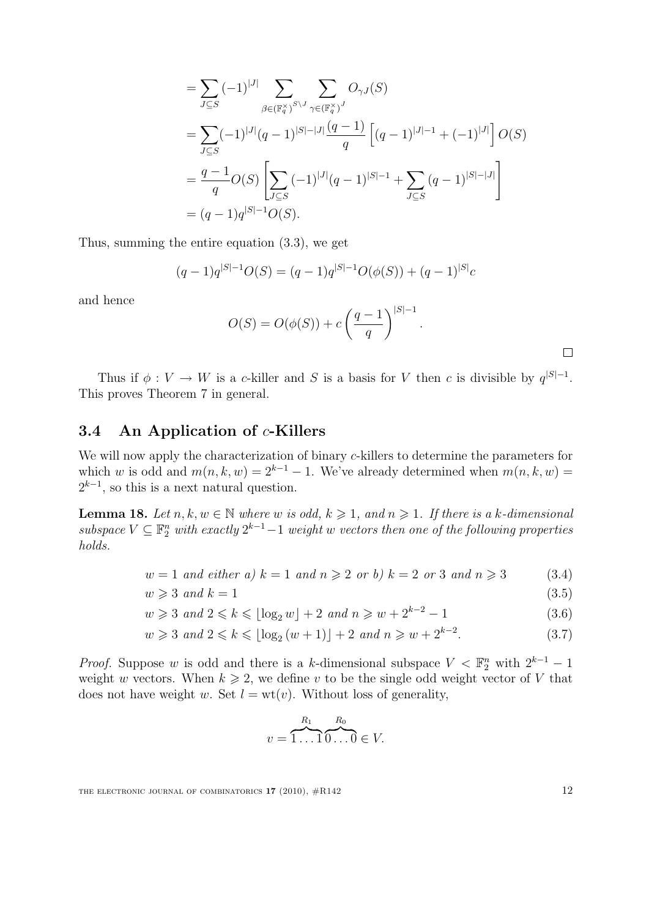$$
\begin{aligned}
&= \sum_{J \subseteq S} (-1)^{|J|} \sum_{\beta \in (\mathbb{F}_q^\times)^{S \setminus J}} \sum_{\gamma \in (\mathbb{F}_q^\times)^J} O_{\gamma J}(S) \\
&= \sum_{J \subseteq S} (-1)^{|J|} (q-1)^{|S|-|J|} \frac{(q-1)}{q} \left[ (q-1)^{|J|-1} + (-1)^{|J|} \right] O(S) \\
&= \frac{q-1}{q} O(S) \left[ \sum_{J \subseteq S} (-1)^{|J|} (q-1)^{|S|-1} + \sum_{J \subseteq S} (q-1)^{|S|-|J|} \right] \\
&= (q-1) q^{|S|-1} O(S).
\end{aligned}
$$

Thus, summing the entire equation (3.3), we get

$$
(q-1)q^{|S|-1}O(S) = (q-1)q^{|S|-1}O(\phi(S)) + (q-1)^{|S|}c
$$

and hence

$$
O(S) = O(\phi(S)) + c \left( \frac{q-1}{q} \right)^{|S|-1}.
$$

□

Thus if $\phi : V \to W$ is a $c$-killer and $S$ is a basis for $V$ then $c$ is divisible by $q^{|S|-1}$. This proves Theorem 7 in general.

## 3.4 An Application of $c$-Killers

We will now apply the characterization of binary $c$-killers to determine the parameters for which $w$ is odd and $m(n, k, w) = 2^{k-1} - 1$. We've already determined when $m(n, k, w) = 2^{k-1}$, so this is a next natural question.

**Lemma 18.** *Let $n, k, w \in \mathbb{N}$ where $w$ is odd, $k \geqslant 1$, and $n \geqslant 1$. If there is a $k$-dimensional subspace $V \subseteq \mathbb{F}_2^n$ with exactly $2^{k-1} - 1$ weight $w$ vectors then one of the following properties holds.*

$$
w = 1 \text{ and either a) } k = 1 \text{ and } n \geqslant 2 \text{ or b) } k = 2 \text{ or } 3 \text{ and } n \geqslant 3 \tag{3.4}
$$

$$
w \geqslant 3 \text{ and } k = 1 \tag{3.5}
$$

$$
w \geqslant 3 \text{ and } 2 \leqslant k \leqslant \lfloor \log_2 w \rfloor + 2 \text{ and } n \geqslant w + 2^{k-2} - 1 \tag{3.6}
$$

$$
w \geqslant 3 \text{ and } 2 \leqslant k \leqslant \lfloor \log_2 (w+1) \rfloor + 2 \text{ and } n \geqslant w + 2^{k-2}. \tag{3.7}
$$

*Proof.* Suppose $w$ is odd and there is a $k$-dimensional subspace $V < \mathbb{F}_2^n$ with $2^{k-1} - 1$ weight $w$ vectors. When $k \geqslant 2$, we define $v$ to be the single odd weight vector of $V$ that does not have weight $w$. Set $l = \mathrm{wt}(v)$. Without loss of generality,

$$
v = \overbrace{1 \dots 1}^{R_1} \overbrace{0 \dots 0}^{R_0} \in V.
$$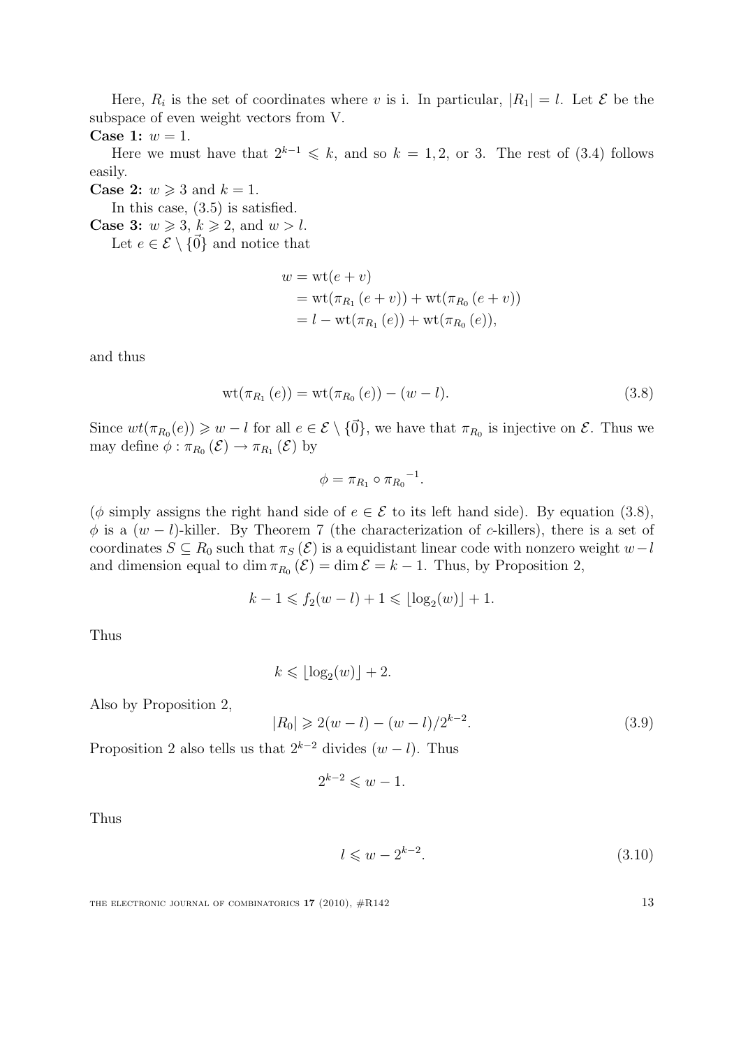Here, $R_i$ is the set of coordinates where $v$ is i. In particular, $|R_1| = l$. Let $\mathcal{E}$ be the subspace of even weight vectors from V.

**Case 1:** $w = 1$.

Here we must have that $2^{k-1} \leqslant k$, and so $k = 1, 2$, or 3. The rest of (3.4) follows easily.

**Case 2:** $w \geqslant 3$ and $k = 1$.

In this case, (3.5) is satisfied.

**Case 3:** $w \geqslant 3$, $k \geqslant 2$, and $w > l$.

Let $e \in \mathcal{E} \setminus \{\vec{0}\}$ and notice that

$$\begin{aligned} w &= \mathrm{wt}(e + v) \\ &= \mathrm{wt}(\pi_{R_1}(e + v)) + \mathrm{wt}(\pi_{R_0}(e + v)) \\ &= l - \mathrm{wt}(\pi_{R_1}(e)) + \mathrm{wt}(\pi_{R_0}(e)), \end{aligned}$$

and thus

$$\mathrm{wt}(\pi_{R_1}(e)) = \mathrm{wt}(\pi_{R_0}(e)) - (w - l). \tag{3.8}$$

Since $wt(\pi_{R_0}(e)) \geqslant w - l$ for all $e \in \mathcal{E} \setminus \{\vec{0}\}$, we have that $\pi_{R_0}$ is injective on $\mathcal{E}$. Thus we may define $\phi : \pi_{R_0}(\mathcal{E}) \to \pi_{R_1}(\mathcal{E})$ by

$$\phi = \pi_{R_1} \circ {\pi_{R_0}}^{-1}.$$

($\phi$ simply assigns the right hand side of $e \in \mathcal{E}$ to its left hand side). By equation (3.8), $\phi$ is a $(w - l)$-killer. By Theorem 7 (the characterization of $c$-killers), there is a set of coordinates $S \subseteq R_0$ such that $\pi_S(\mathcal{E})$ is a equidistant linear code with nonzero weight $w - l$ and dimension equal to $\dim \pi_{R_0}(\mathcal{E}) = \dim \mathcal{E} = k - 1$. Thus, by Proposition 2,

$$k - 1 \leqslant f_2(w - l) + 1 \leqslant \lfloor \log_2(w) \rfloor + 1.$$

Thus

$$k \leqslant \lfloor \log_2(w) \rfloor + 2.$$

Also by Proposition 2,

$$|R_0| \geqslant 2(w - l) - (w - l)/2^{k-2}. \tag{3.9}$$

Proposition 2 also tells us that $2^{k-2}$ divides $(w - l)$. Thus

$$2^{k-2} \leqslant w - 1.$$

Thus

$$l \leqslant w - 2^{k-2}. \tag{3.10}$$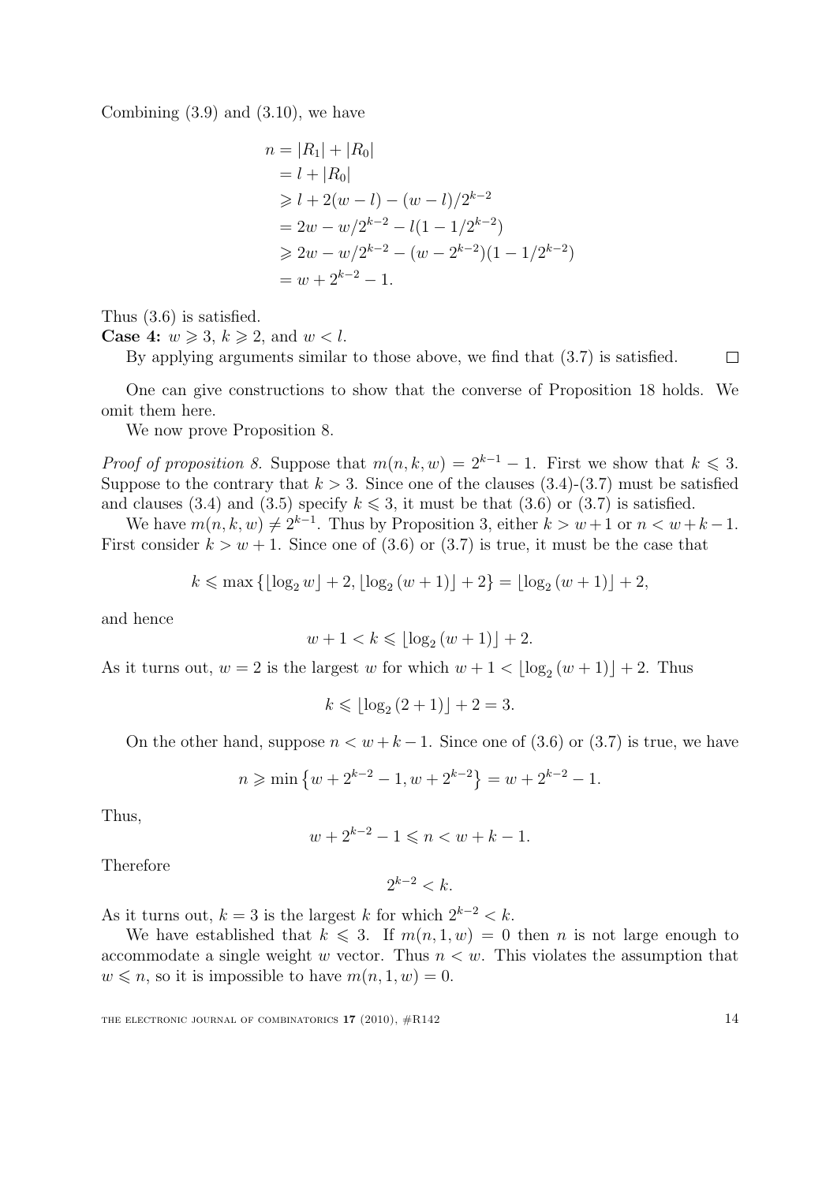Combining (3.9) and (3.10), we have

$$
\begin{aligned}
n &= |R_1| + |R_0| \\
&= l + |R_0| \\
&\geqslant l + 2(w-l) - (w-l)/2^{k-2} \\
&= 2w - w/2^{k-2} - l(1 - 1/2^{k-2}) \\
&\geqslant 2w - w/2^{k-2} - (w - 2^{k-2})(1 - 1/2^{k-2}) \\
&= w + 2^{k-2} - 1.
\end{aligned}
$$

Thus (3.6) is satisfied.

**Case 4:** $w \geqslant 3$, $k \geqslant 2$, and $w < l$.

By applying arguments similar to those above, we find that (3.7) is satisfied. □

One can give constructions to show that the converse of Proposition 18 holds. We omit them here.

We now prove Proposition 8.

*Proof of proposition 8.* Suppose that $m(n, k, w) = 2^{k-1} - 1$. First we show that $k \leqslant 3$. Suppose to the contrary that $k > 3$. Since one of the clauses (3.4)-(3.7) must be satisfied and clauses (3.4) and (3.5) specify $k \leqslant 3$, it must be that (3.6) or (3.7) is satisfied.

We have $m(n, k, w) \neq 2^{k-1}$. Thus by Proposition 3, either $k > w + 1$ or $n < w + k - 1$. First consider $k > w + 1$. Since one of (3.6) or (3.7) is true, it must be the case that

$$
k \leqslant \max\left\{\lfloor \log_2 w \rfloor + 2, \lfloor \log_2 (w+1) \rfloor + 2\right\} = \lfloor \log_2 (w+1) \rfloor + 2,
$$

and hence

$$
w + 1 < k \leqslant \lfloor \log_2 (w+1) \rfloor + 2.
$$

As it turns out, $w = 2$ is the largest $w$ for which $w + 1 < \lfloor \log_2 (w+1) \rfloor + 2$. Thus

$$
k \leqslant \lfloor \log_2 (2+1) \rfloor + 2 = 3.
$$

On the other hand, suppose $n < w + k - 1$. Since one of (3.6) or (3.7) is true, we have

$$
n \geqslant \min\left\{w + 2^{k-2} - 1, w + 2^{k-2}\right\} = w + 2^{k-2} - 1.
$$

Thus,

$$
w + 2^{k-2} - 1 \leqslant n < w + k - 1.
$$

Therefore

$$
2^{k-2} < k.
$$

As it turns out, $k = 3$ is the largest $k$ for which $2^{k-2} < k$.

We have established that $k \leqslant 3$. If $m(n, 1, w) = 0$ then $n$ is not large enough to accommodate a single weight $w$ vector. Thus $n < w$. This violates the assumption that $w \leqslant n$, so it is impossible to have $m(n, 1, w) = 0$.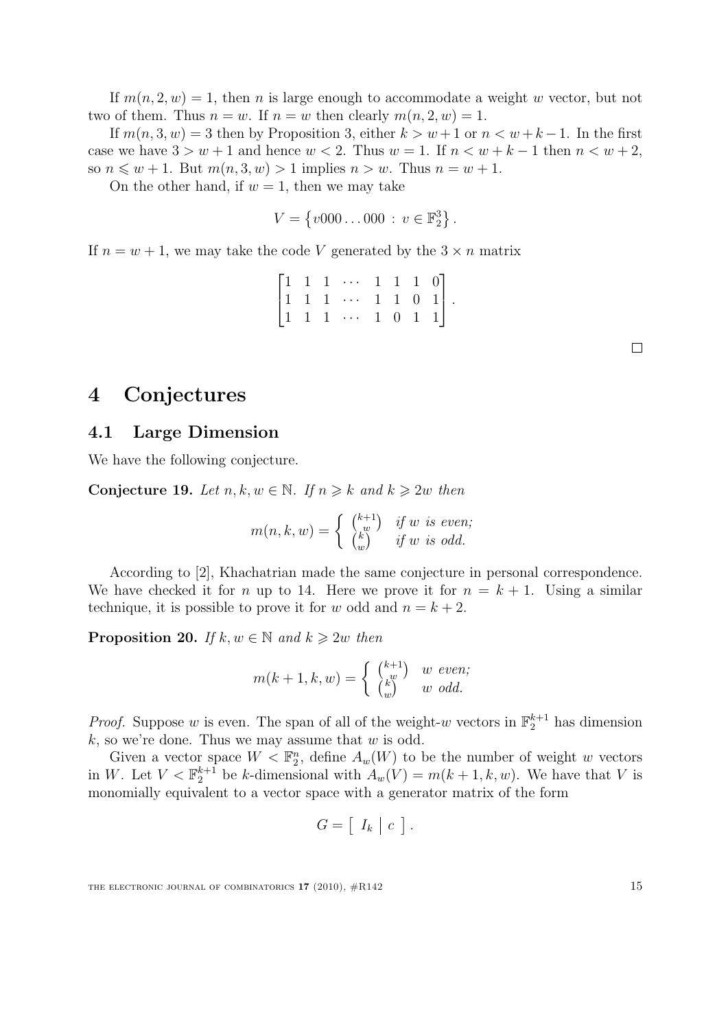If $m(n, 2, w) = 1$, then $n$ is large enough to accommodate a weight $w$ vector, but not two of them. Thus $n = w$. If $n = w$ then clearly $m(n, 2, w) = 1$.

If $m(n, 3, w) = 3$ then by Proposition 3, either $k > w + 1$ or $n < w + k - 1$. In the first case we have $3 > w + 1$ and hence $w < 2$. Thus $w = 1$. If $n < w + k - 1$ then $n < w + 2$, so $n \leqslant w + 1$. But $m(n, 3, w) > 1$ implies $n > w$. Thus $n = w + 1$.

On the other hand, if $w = 1$, then we may take

$$V = \left\{ v000\ldots000 \,:\, v \in \mathbb{F}_2^3 \right\}.$$

If $n = w + 1$, we may take the code $V$ generated by the $3 \times n$ matrix

$$\begin{bmatrix} 1 & 1 & 1 & \cdots & 1 & 1 & 1 & 0 \\ 1 & 1 & 1 & \cdots & 1 & 1 & 0 & 1 \\ 1 & 1 & 1 & \cdots & 1 & 0 & 1 & 1 \end{bmatrix}.$$

□

# 4 Conjectures

## 4.1 Large Dimension

We have the following conjecture.

**Conjecture 19.** *Let $n, k, w \in \mathbb{N}$. If $n \geqslant k$ and $k \geqslant 2w$ then*

$$m(n, k, w) = \begin{cases} \binom{k+1}{w} & \text{if } w \text{ is even;} \\ \binom{k}{w} & \text{if } w \text{ is odd.} \end{cases}$$

According to [2], Khachatrian made the same conjecture in personal correspondence. We have checked it for $n$ up to 14. Here we prove it for $n = k + 1$. Using a similar technique, it is possible to prove it for $w$ odd and $n = k + 2$.

**Proposition 20.** *If $k, w \in \mathbb{N}$ and $k \geqslant 2w$ then*

$$m(k + 1, k, w) = \begin{cases} \binom{k+1}{w} & w \text{ even;} \\ \binom{k}{w} & w \text{ odd.} \end{cases}$$

*Proof.* Suppose $w$ is even. The span of all of the weight-$w$ vectors in $\mathbb{F}_2^{k+1}$ has dimension $k$, so we're done. Thus we may assume that $w$ is odd.

Given a vector space $W < \mathbb{F}_2^n$, define $A_w(W)$ to be the number of weight $w$ vectors in $W$. Let $V < \mathbb{F}_2^{k+1}$ be $k$-dimensional with $A_w(V) = m(k + 1, k, w)$. We have that $V$ is monomially equivalent to a vector space with a generator matrix of the form

$$G = \left[ \begin{array}{c|c} I_k & c \end{array} \right].$$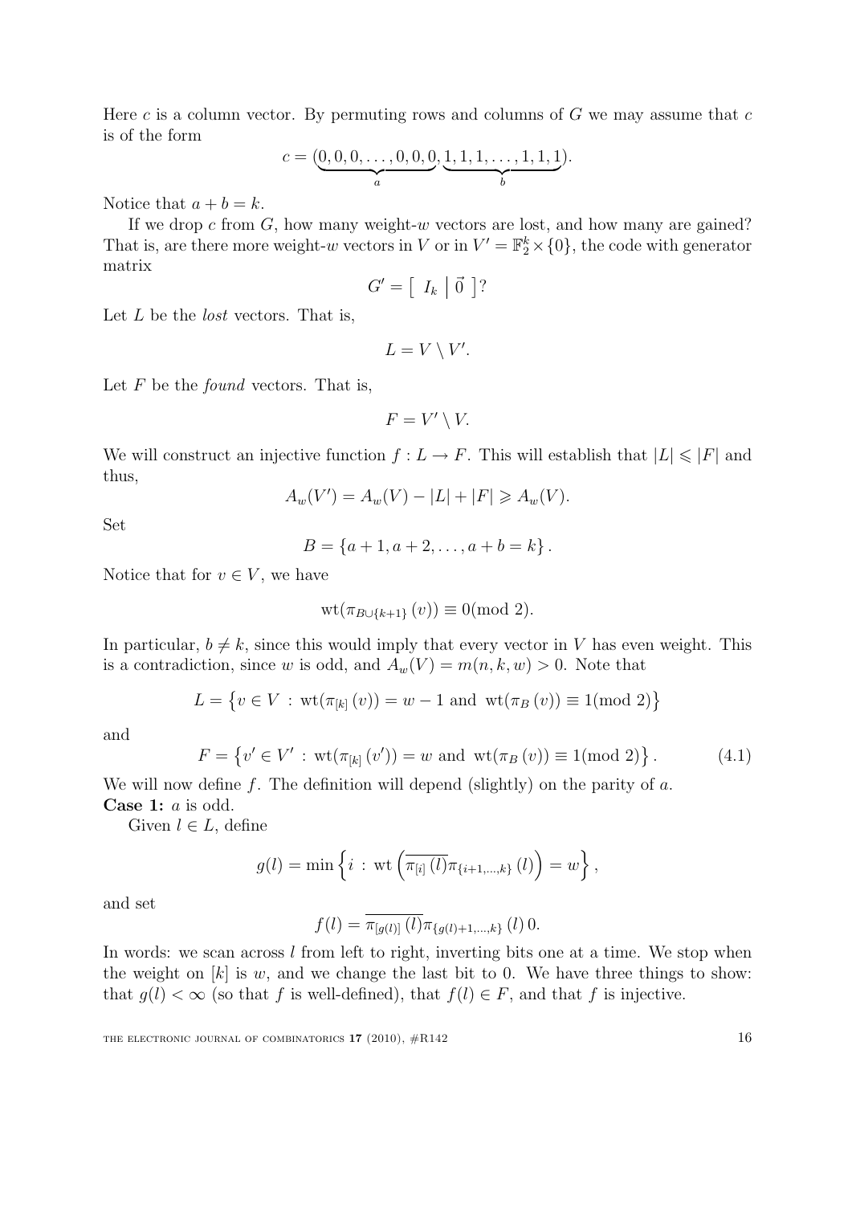Here $c$ is a column vector. By permuting rows and columns of $G$ we may assume that $c$ is of the form

$$c = (\underbrace{0, 0, 0, \ldots, 0, 0, 0}_{a}, \underbrace{1, 1, 1, \ldots, 1, 1, 1}_{b}).$$

Notice that $a + b = k$.

If we drop $c$ from $G$, how many weight-$w$ vectors are lost, and how many are gained? That is, are there more weight-$w$ vectors in $V$ or in $V' = \mathbb{F}_2^k \times \{0\}$, the code with generator matrix

$$G' = \left[ \begin{array}{c|c} I_k & \vec{0} \end{array} \right]?$$

Let $L$ be the *lost* vectors. That is,

$$L = V \setminus V'.$$

Let $F$ be the *found* vectors. That is,

$$F = V' \setminus V.$$

We will construct an injective function $f : L \to F$. This will establish that $|L| \leqslant |F|$ and thus,

$$A_w(V') = A_w(V) - |L| + |F| \geqslant A_w(V).$$

Set

$$B = \{a+1, a+2, \ldots, a+b = k\}.$$

Notice that for $v \in V$, we have

$$\mathrm{wt}(\pi_{B \cup \{k+1\}}(v)) \equiv 0 (\mathrm{mod}\ 2).$$

In particular, $b \neq k$, since this would imply that every vector in $V$ has even weight. This is a contradiction, since $w$ is odd, and $A_w(V) = m(n, k, w) > 0$. Note that

$$L = \left\{ v \in V \,:\, \mathrm{wt}(\pi_{[k]}(v)) = w - 1 \text{ and } \mathrm{wt}(\pi_B(v)) \equiv 1 (\mathrm{mod}\ 2) \right\}$$

and

$$F = \left\{ v' \in V' \,:\, \mathrm{wt}(\pi_{[k]}(v')) = w \text{ and } \mathrm{wt}(\pi_B(v)) \equiv 1 (\mathrm{mod}\ 2) \right\}. \tag{4.1}$$

We will now define $f$. The definition will depend (slightly) on the parity of $a$.

**Case 1:** $a$ is odd.

Given $l \in L$, define

$$g(l) = \min \left\{ i \,:\, \mathrm{wt}\left( \overline{\pi_{[i]}(l)} \pi_{\{i+1, \ldots, k\}}(l) \right) = w \right\},$$

and set

$$f(l) = \overline{\pi_{[g(l)]}(l)} \pi_{\{g(l)+1, \ldots, k\}}(l)\, 0.$$

In words: we scan across $l$ from left to right, inverting bits one at a time. We stop when the weight on $[k]$ is $w$, and we change the last bit to 0. We have three things to show: that $g(l) < \infty$ (so that $f$ is well-defined), that $f(l) \in F$, and that $f$ is injective.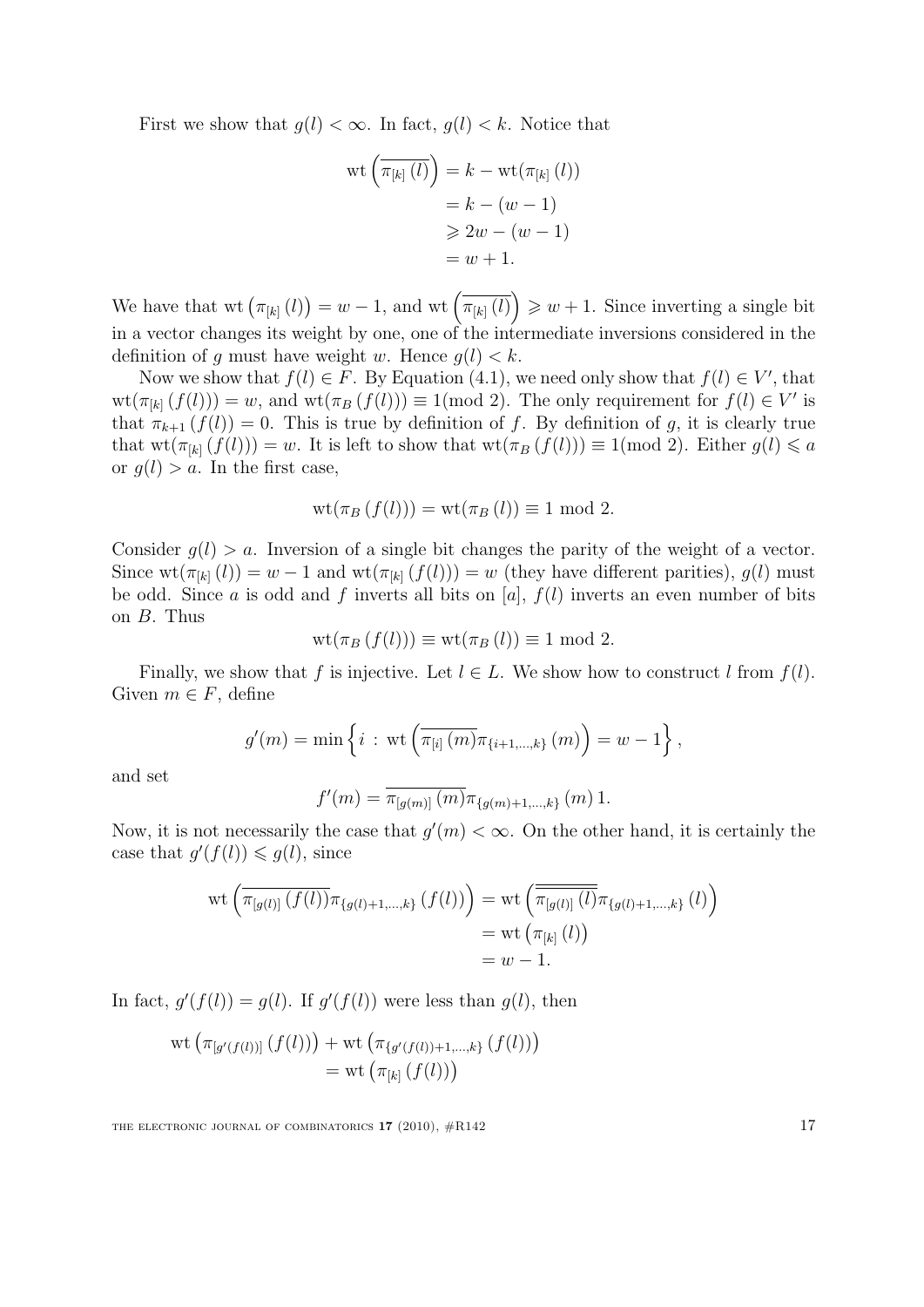First we show that $g(l) < \infty$. In fact, $g(l) < k$. Notice that

$$\begin{aligned}
\mathrm{wt}\left(\overline{\pi_{[k]}\left(l\right)}\right) &= k - \mathrm{wt}(\pi_{[k]}\left(l\right)) \\
&= k - (w-1) \\
&\geqslant 2w - (w-1) \\
&= w+1.
\end{aligned}$$

We have that $\mathrm{wt}\left(\pi_{[k]}\left(l\right)\right) = w-1$, and $\mathrm{wt}\left(\overline{\pi_{[k]}\left(l\right)}\right) \geqslant w+1$. Since inverting a single bit in a vector changes its weight by one, one of the intermediate inversions considered in the definition of $g$ must have weight $w$. Hence $g(l) < k$.

Now we show that $f(l) \in F$. By Equation (4.1), we need only show that $f(l) \in V'$, that $\mathrm{wt}(\pi_{[k]}\left(f(l)\right)) = w$, and $\mathrm{wt}(\pi_B\left(f(l)\right)) \equiv 1 (\mathrm{mod}\ 2)$. The only requirement for $f(l) \in V'$ is that $\pi_{k+1}\left(f(l)\right) = 0$. This is true by definition of $f$. By definition of $g$, it is clearly true that $\mathrm{wt}(\pi_{[k]}\left(f(l)\right)) = w$. It is left to show that $\mathrm{wt}(\pi_B\left(f(l)\right)) \equiv 1 (\mathrm{mod}\ 2)$. Either $g(l) \leqslant a$ or $g(l) > a$. In the first case,

$$\mathrm{wt}(\pi_B\left(f(l)\right)) = \mathrm{wt}(\pi_B\left(l\right)) \equiv 1 \bmod 2.$$

Consider $g(l) > a$. Inversion of a single bit changes the parity of the weight of a vector. Since $\mathrm{wt}(\pi_{[k]}\left(l\right)) = w-1$ and $\mathrm{wt}(\pi_{[k]}\left(f(l)\right)) = w$ (they have different parities), $g(l)$ must be odd. Since $a$ is odd and $f$ inverts all bits on $[a]$, $f(l)$ inverts an even number of bits on $B$. Thus

$$\mathrm{wt}(\pi_B\left(f(l)\right)) \equiv \mathrm{wt}(\pi_B\left(l\right)) \equiv 1 \bmod 2.$$

Finally, we show that $f$ is injective. Let $l \in L$. We show how to construct $l$ from $f(l)$. Given $m \in F$, define

$$g'(m) = \min\left\{i \,:\, \mathrm{wt}\left(\overline{\pi_{[i]}\left(m\right)}\pi_{\{i+1,\ldots,k\}}\left(m\right)\right) = w-1\right\},$$

and set

$$f'(m) = \overline{\pi_{[g(m)]}\left(m\right)}\pi_{\{g(m)+1,\ldots,k\}}\left(m\right)1.$$

Now, it is not necessarily the case that $g'(m) < \infty$. On the other hand, it is certainly the case that $g'(f(l)) \leqslant g(l)$, since

$$\begin{aligned}
\mathrm{wt}\left(\overline{\pi_{[g(l)]}\left(f(l)\right)}\pi_{\{g(l)+1,\ldots,k\}}\left(f(l)\right)\right) &= \mathrm{wt}\left(\overline{\overline{\pi_{[g(l)]}\left(l\right)}}\pi_{\{g(l)+1,\ldots,k\}}\left(l\right)\right) \\
&= \mathrm{wt}\left(\pi_{[k]}\left(l\right)\right) \\
&= w-1.
\end{aligned}$$

In fact, $g'(f(l)) = g(l)$. If $g'(f(l))$ were less than $g(l)$, then

$$\begin{aligned}
&\mathrm{wt}\left(\pi_{[g'(f(l))]}\left(f(l)\right)\right) + \mathrm{wt}\left(\pi_{\{g'(f(l))+1,\ldots,k\}}\left(f(l)\right)\right) \\
&\qquad = \mathrm{wt}\left(\pi_{[k]}\left(f(l)\right)\right)
\end{aligned}$$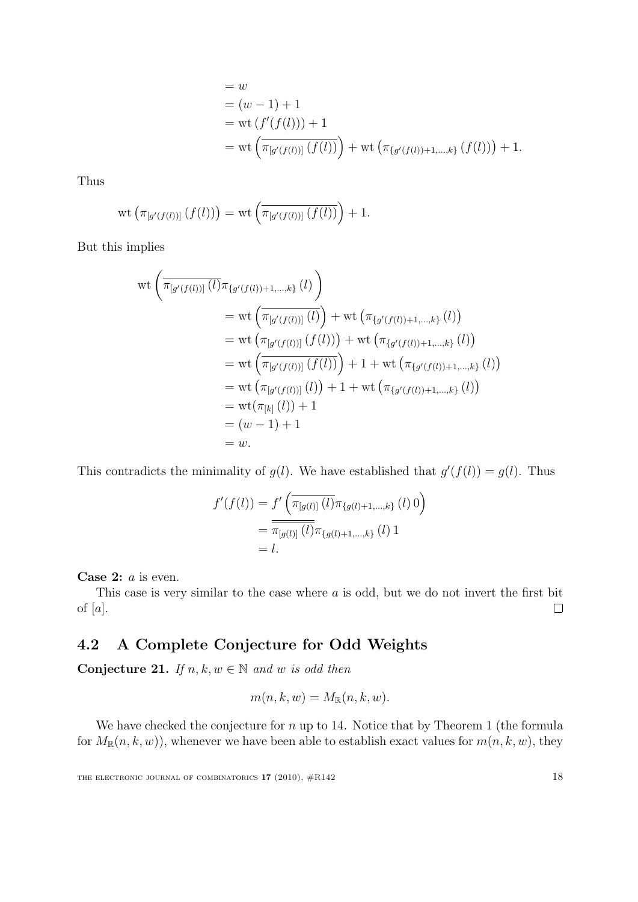$$
\begin{aligned}
&= w \\
&= (w-1)+1 \\
&= \mathrm{wt}\left(f'(f(l))\right)+1 \\
&= \mathrm{wt}\left(\overline{\pi_{[g'(f(l))]}\left(f(l)\right)}\right)+\mathrm{wt}\left(\pi_{\{g'(f(l))+1,\ldots,k\}}\left(f(l)\right)\right)+1.
\end{aligned}
$$

Thus

$$
\mathrm{wt}\left(\pi_{[g'(f(l))]}\left(f(l)\right)\right)=\mathrm{wt}\left(\overline{\pi_{[g'(f(l))]}\left(f(l)\right)}\right)+1.
$$

But this implies

$$
\begin{aligned}
\mathrm{wt}&\left(\overline{\pi_{[g'(f(l))]}\left(l\right)}\pi_{\{g'(f(l))+1,\ldots,k\}}\left(l\right)\right) \\
&= \mathrm{wt}\left(\overline{\pi_{[g'(f(l))]}\left(l\right)}\right)+\mathrm{wt}\left(\pi_{\{g'(f(l))+1,\ldots,k\}}\left(l\right)\right) \\
&= \mathrm{wt}\left(\pi_{[g'(f(l))]}\left(f(l)\right)\right)+\mathrm{wt}\left(\pi_{\{g'(f(l))+1,\ldots,k\}}\left(l\right)\right) \\
&= \mathrm{wt}\left(\overline{\pi_{[g'(f(l))]}\left(f(l)\right)}\right)+1+\mathrm{wt}\left(\pi_{\{g'(f(l))+1,\ldots,k\}}\left(l\right)\right) \\
&= \mathrm{wt}\left(\pi_{[g'(f(l))]}\left(l\right)\right)+1+\mathrm{wt}\left(\pi_{\{g'(f(l))+1,\ldots,k\}}\left(l\right)\right) \\
&= \mathrm{wt}(\pi_{[k]}\left(l\right))+1 \\
&= (w-1)+1 \\
&= w.
\end{aligned}
$$

This contradicts the minimality of $g(l)$. We have established that $g'(f(l))=g(l)$. Thus

$$
\begin{aligned}
f'(f(l)) &= f'\left(\overline{\pi_{[g(l)]}\left(l\right)}\pi_{\{g(l)+1,\ldots,k\}}\left(l\right)0\right) \\
&= \overline{\overline{\pi_{[g(l)]}\left(l\right)}}\pi_{\{g(l)+1,\ldots,k\}}\left(l\right)1 \\
&= l.
\end{aligned}
$$

**Case 2:** $a$ is even.

This case is very similar to the case where $a$ is odd, but we do not invert the first bit of $[a]$. □

## 4.2 A Complete Conjecture for Odd Weights

**Conjecture 21.** *If $n,k,w\in\mathbb{N}$ and $w$ is odd then*

$$
m(n,k,w)=M_{\mathbb{R}}(n,k,w).
$$

We have checked the conjecture for $n$ up to 14. Notice that by Theorem 1 (the formula for $M_{\mathbb{R}}(n,k,w)$), whenever we have been able to establish exact values for $m(n,k,w)$, they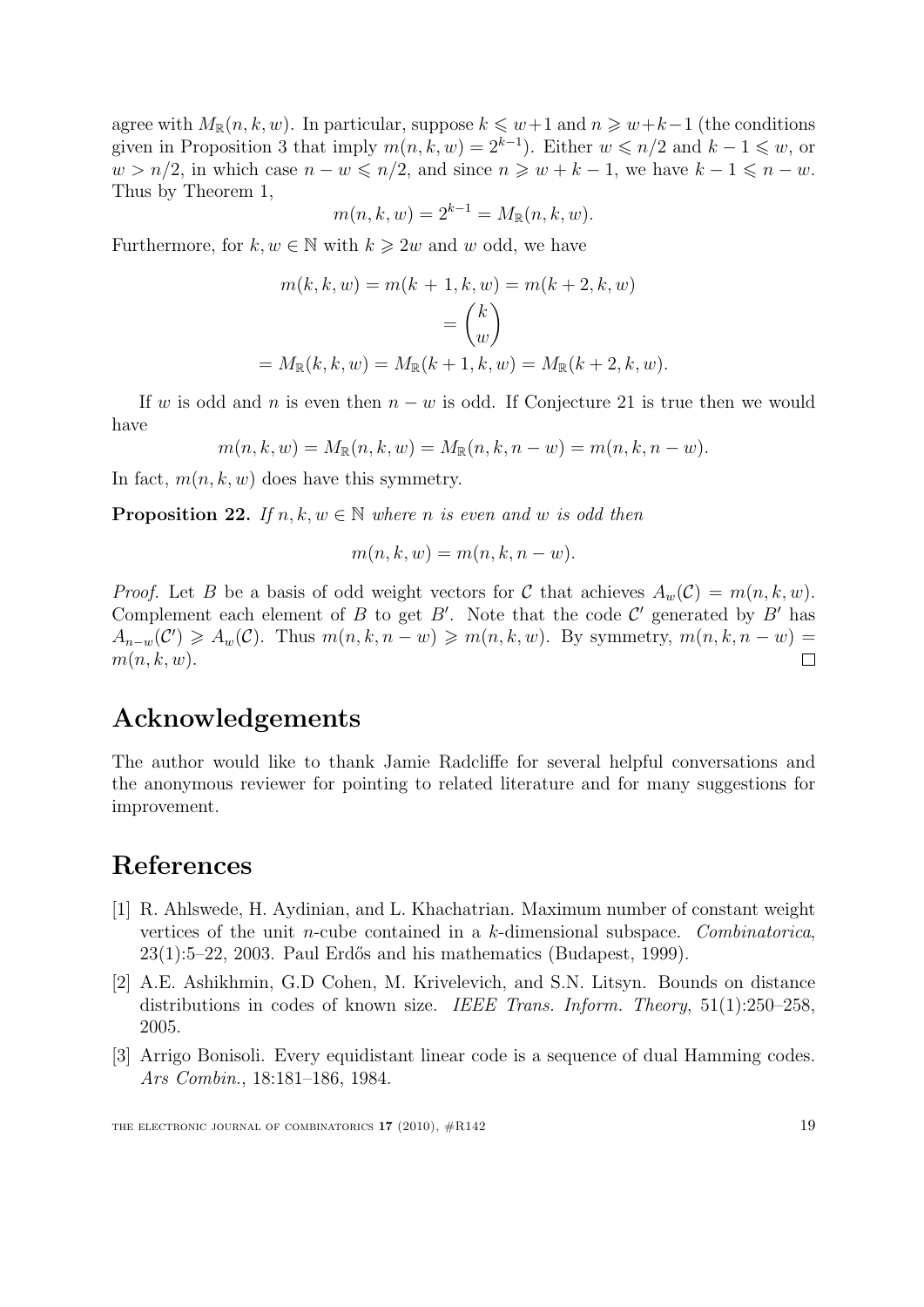agree with $M_{\mathbb{R}}(n,k,w)$. In particular, suppose $k \leqslant w+1$ and $n \geqslant w+k-1$ (the conditions given in Proposition 3 that imply $m(n,k,w) = 2^{k-1}$). Either $w \leqslant n/2$ and $k-1 \leqslant w$, or $w > n/2$, in which case $n-w \leqslant n/2$, and since $n \geqslant w+k-1$, we have $k-1 \leqslant n-w$. Thus by Theorem 1,

$$m(n,k,w) = 2^{k-1} = M_{\mathbb{R}}(n,k,w).$$

Furthermore, for $k, w \in \mathbb{N}$ with $k \geqslant 2w$ and $w$ odd, we have

$$\begin{aligned} m(k,k,w) = m(k+1,k,w) &= m(k+2,k,w) \\ &= \binom{k}{w} \\ = M_{\mathbb{R}}(k,k,w) = M_{\mathbb{R}}(k+1&,k,w) = M_{\mathbb{R}}(k+2,k,w). \end{aligned}$$

If $w$ is odd and $n$ is even then $n-w$ is odd. If Conjecture 21 is true then we would have

$$m(n,k,w) = M_{\mathbb{R}}(n,k,w) = M_{\mathbb{R}}(n,k,n-w) = m(n,k,n-w).$$

In fact, $m(n,k,w)$ does have this symmetry.

**Proposition 22.** *If $n, k, w \in \mathbb{N}$ where $n$ is even and $w$ is odd then*

$$m(n,k,w) = m(n,k,n-w).$$

*Proof.* Let $B$ be a basis of odd weight vectors for $\mathcal{C}$ that achieves $A_w(\mathcal{C}) = m(n,k,w)$. Complement each element of $B$ to get $B'$. Note that the code $\mathcal{C}'$ generated by $B'$ has $A_{n-w}(\mathcal{C}') \geqslant A_w(\mathcal{C})$. Thus $m(n,k,n-w) \geqslant m(n,k,w)$. By symmetry, $m(n,k,n-w) = m(n,k,w)$. □

## Acknowledgements

The author would like to thank Jamie Radcliffe for several helpful conversations and the anonymous reviewer for pointing to related literature and for many suggestions for improvement.

## References

[1] R. Ahlswede, H. Aydinian, and L. Khachatrian. Maximum number of constant weight vertices of the unit $n$-cube contained in a $k$-dimensional subspace. *Combinatorica*, 23(1):5–22, 2003. Paul Erdős and his mathematics (Budapest, 1999).

[2] A.E. Ashikhmin, G.D Cohen, M. Krivelevich, and S.N. Litsyn. Bounds on distance distributions in codes of known size. *IEEE Trans. Inform. Theory*, 51(1):250–258, 2005.

[3] Arrigo Bonisoli. Every equidistant linear code is a sequence of dual Hamming codes. *Ars Combin.*, 18:181–186, 1984.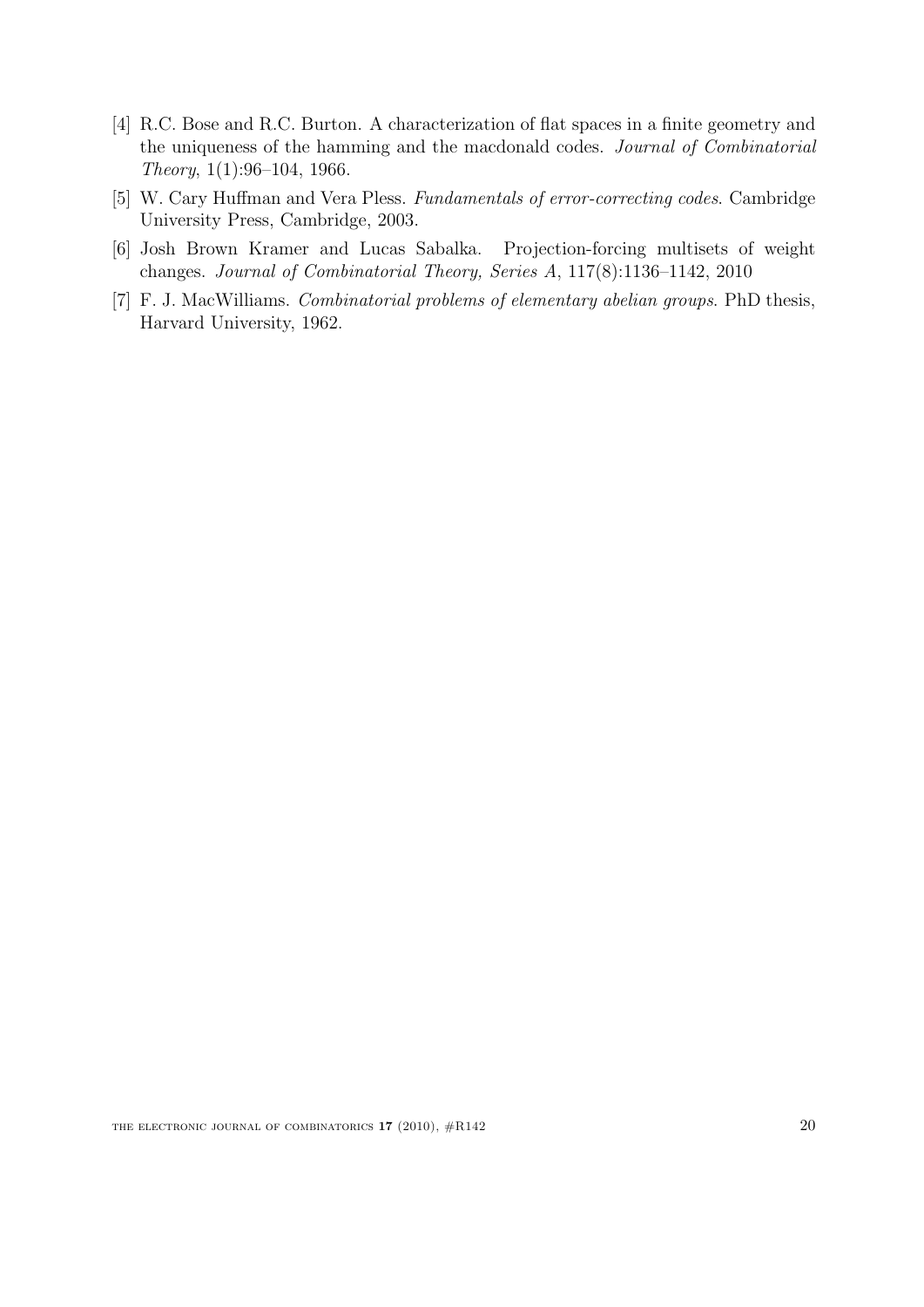[4] R.C. Bose and R.C. Burton. A characterization of flat spaces in a finite geometry and the uniqueness of the hamming and the macdonald codes. *Journal of Combinatorial Theory*, 1(1):96–104, 1966.

[5] W. Cary Huffman and Vera Pless. *Fundamentals of error-correcting codes*. Cambridge University Press, Cambridge, 2003.

[6] Josh Brown Kramer and Lucas Sabalka. Projection-forcing multisets of weight changes. *Journal of Combinatorial Theory, Series A*, 117(8):1136–1142, 2010

[7] F. J. MacWilliams. *Combinatorial problems of elementary abelian groups*. PhD thesis, Harvard University, 1962.